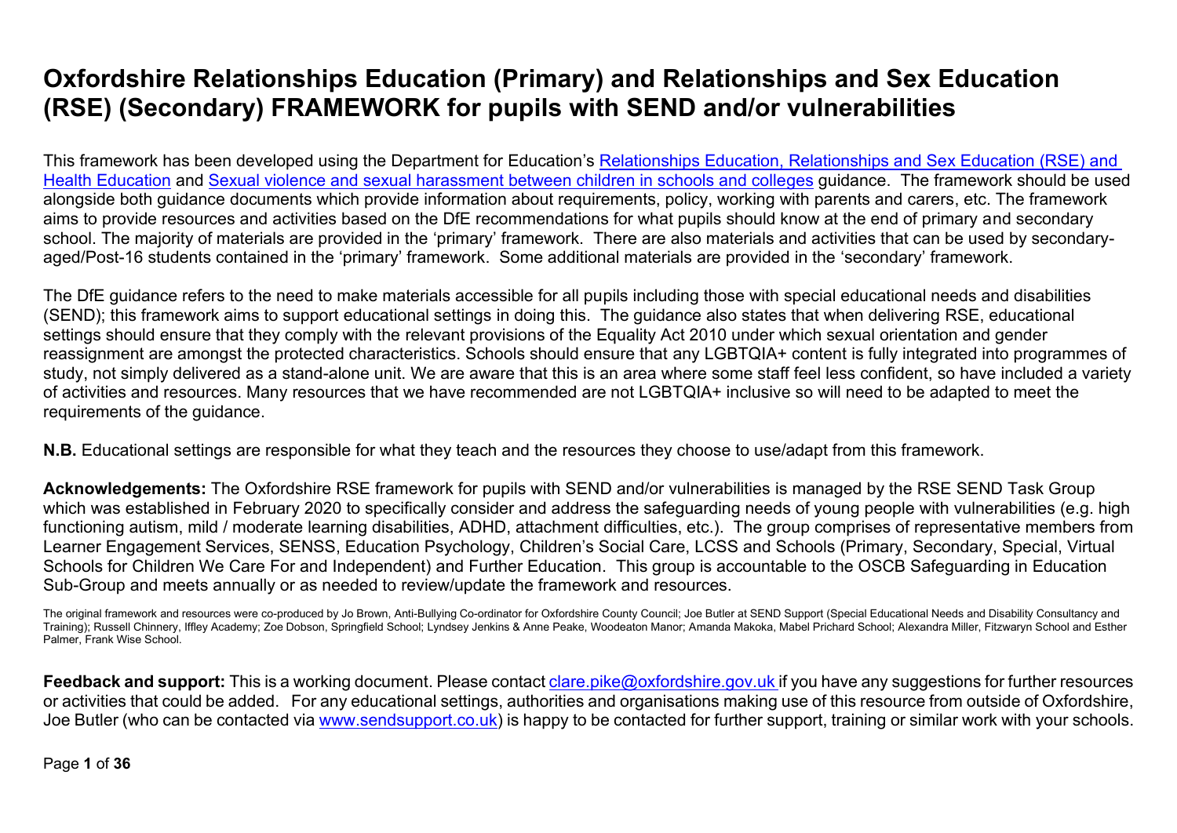# Oxfordshire Relationships Education (Primary) and Relationships and Sex Education (RSE) (Secondary) FRAMEWORK for pupils with SEND and/or vulnerabilities

This framework has been developed using the Department for Education's [Relationships Education, Relationships and Sex Education (RSE) and Health Education](#) and [Sexual violence and sexual harassment between children in schools and colleges](#) guidance. The framework should be used alongside both guidance documents which provide information about requirements, policy, working with parents and carers, etc. The framework aims to provide resources and activities based on the DfE recommendations for what pupils should know at the end of primary and secondary school. The majority of materials are provided in the 'primary' framework. There are also materials and activities that can be used by secondary-aged/Post-16 students contained in the 'primary' framework. Some additional materials are provided in the 'secondary' framework.

The DfE guidance refers to the need to make materials accessible for all pupils including those with special educational needs and disabilities (SEND); this framework aims to support educational settings in doing this. The guidance also states that when delivering RSE, educational settings should ensure that they comply with the relevant provisions of the Equality Act 2010 under which sexual orientation and gender reassignment are amongst the protected characteristics. Schools should ensure that any LGBTQIA+ content is fully integrated into programmes of study, not simply delivered as a stand-alone unit. We are aware that this is an area where some staff feel less confident, so have included a variety of activities and resources. Many resources that we have recommended are not LGBTQIA+ inclusive so will need to be adapted to meet the requirements of the guidance.

**N.B.** Educational settings are responsible for what they teach and the resources they choose to use/adapt from this framework.

**Acknowledgements:** The Oxfordshire RSE framework for pupils with SEND and/or vulnerabilities is managed by the RSE SEND Task Group which was established in February 2020 to specifically consider and address the safeguarding needs of young people with vulnerabilities (e.g. high functioning autism, mild / moderate learning disabilities, ADHD, attachment difficulties, etc.). The group comprises of representative members from Learner Engagement Services, SENSS, Education Psychology, Children's Social Care, LCSS and Schools (Primary, Secondary, Special, Virtual Schools for Children We Care For and Independent) and Further Education. This group is accountable to the OSCB Safeguarding in Education Sub-Group and meets annually or as needed to review/update the framework and resources.

The original framework and resources were co-produced by Jo Brown, Anti-Bullying Co-ordinator for Oxfordshire County Council; Joe Butler at SEND Support (Special Educational Needs and Disability Consultancy and Training); Russell Chinnery, Iffley Academy; Zoe Dobson, Springfield School; Lyndsey Jenkins & Anne Peake, Woodeaton Manor; Amanda Makoka, Mabel Prichard School; Alexandra Miller, Fitzwaryn School and Esther Palmer, Frank Wise School.

**Feedback and support:** This is a working document. Please contact clare.pike@oxfordshire.gov.uk if you have any suggestions for further resources or activities that could be added. For any educational settings, authorities and organisations making use of this resource from outside of Oxfordshire, Joe Butler (who can be contacted via www.sendsupport.co.uk) is happy to be contacted for further support, training or similar work with your schools.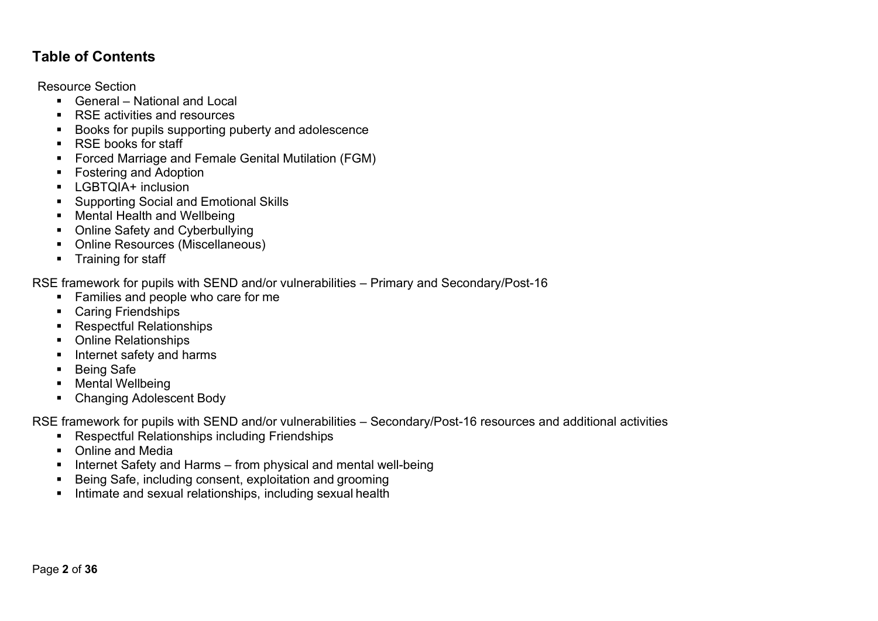## Table of Contents

Resource Section

- General – National and Local
- RSE activities and resources
- Books for pupils supporting puberty and adolescence
- RSE books for staff
- Forced Marriage and Female Genital Mutilation (FGM)
- Fostering and Adoption
- LGBTQIA+ inclusion
- Supporting Social and Emotional Skills
- Mental Health and Wellbeing
- Online Safety and Cyberbullying
- Online Resources (Miscellaneous)
- Training for staff

RSE framework for pupils with SEND and/or vulnerabilities – Primary and Secondary/Post-16

- Families and people who care for me
- Caring Friendships
- Respectful Relationships
- Online Relationships
- Internet safety and harms
- Being Safe
- Mental Wellbeing
- Changing Adolescent Body

RSE framework for pupils with SEND and/or vulnerabilities – Secondary/Post-16 resources and additional activities

- Respectful Relationships including Friendships
- Online and Media
- Internet Safety and Harms – from physical and mental well-being
- Being Safe, including consent, exploitation and grooming
- Intimate and sexual relationships, including sexual health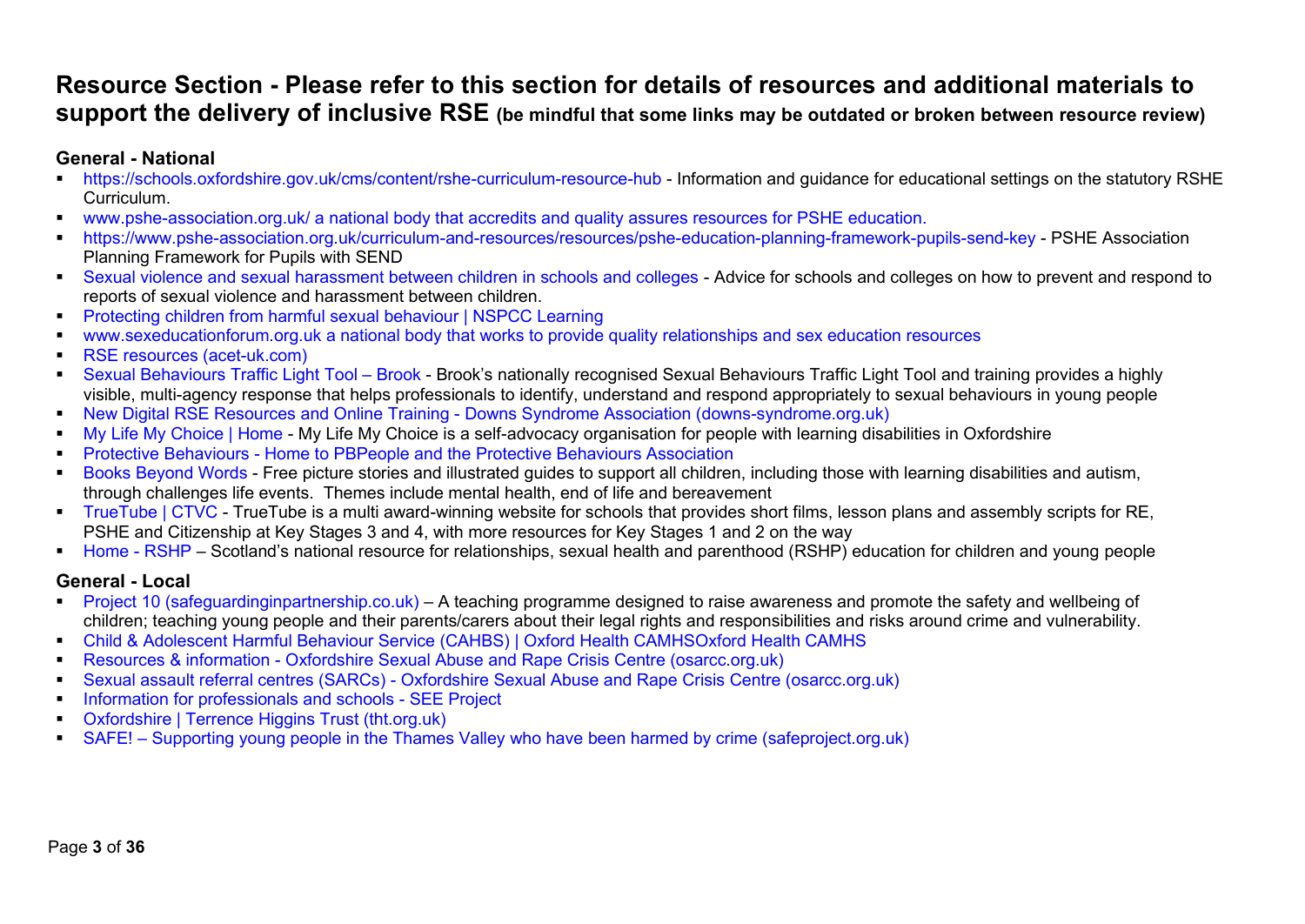# Resource Section - Please refer to this section for details of resources and additional materials to support the delivery of inclusive RSE (be mindful that some links may be outdated or broken between resource review)

## General - National

- https://schools.oxfordshire.gov.uk/cms/content/rshe-curriculum-resource-hub - Information and guidance for educational settings on the statutory RSHE Curriculum.
- www.pshe-association.org.uk/ a national body that accredits and quality assures resources for PSHE education.
- https://www.pshe-association.org.uk/curriculum-and-resources/resources/pshe-education-planning-framework-pupils-send-key - PSHE Association Planning Framework for Pupils with SEND
- Sexual violence and sexual harassment between children in schools and colleges - Advice for schools and colleges on how to prevent and respond to reports of sexual violence and harassment between children.
- Protecting children from harmful sexual behaviour | NSPCC Learning
- www.sexeducationforum.org.uk a national body that works to provide quality relationships and sex education resources
- RSE resources (acet-uk.com)
- Sexual Behaviours Traffic Light Tool – Brook - Brook's nationally recognised Sexual Behaviours Traffic Light Tool and training provides a highly visible, multi-agency response that helps professionals to identify, understand and respond appropriately to sexual behaviours in young people
- New Digital RSE Resources and Online Training - Downs Syndrome Association (downs-syndrome.org.uk)
- My Life My Choice | Home - My Life My Choice is a self-advocacy organisation for people with learning disabilities in Oxfordshire
- Protective Behaviours - Home to PBPeople and the Protective Behaviours Association
- Books Beyond Words - Free picture stories and illustrated guides to support all children, including those with learning disabilities and autism, through challenges life events. Themes include mental health, end of life and bereavement
- TrueTube | CTVC - TrueTube is a multi award-winning website for schools that provides short films, lesson plans and assembly scripts for RE, PSHE and Citizenship at Key Stages 3 and 4, with more resources for Key Stages 1 and 2 on the way
- Home - RSHP – Scotland's national resource for relationships, sexual health and parenthood (RSHP) education for children and young people

## General - Local

- Project 10 (safeguardinginpartnership.co.uk) – A teaching programme designed to raise awareness and promote the safety and wellbeing of children; teaching young people and their parents/carers about their legal rights and responsibilities and risks around crime and vulnerability.
- Child & Adolescent Harmful Behaviour Service (CAHBS) | Oxford Health CAMHSOxford Health CAMHS
- Resources & information - Oxfordshire Sexual Abuse and Rape Crisis Centre (osarcc.org.uk)
- Sexual assault referral centres (SARCs) - Oxfordshire Sexual Abuse and Rape Crisis Centre (osarcc.org.uk)
- Information for professionals and schools - SEE Project
- Oxfordshire | Terrence Higgins Trust (tht.org.uk)
- SAFE! – Supporting young people in the Thames Valley who have been harmed by crime (safeproject.org.uk)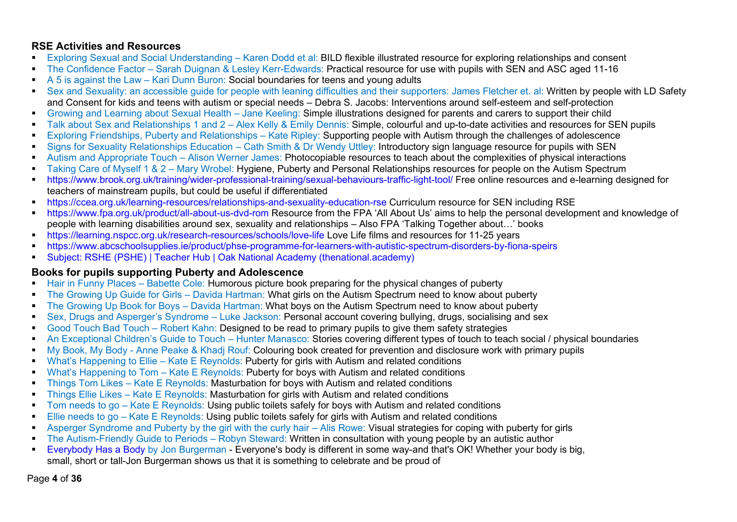### RSE Activities and Resources

- Exploring Sexual and Social Understanding – Karen Dodd et al: BILD flexible illustrated resource for exploring relationships and consent
- The Confidence Factor – Sarah Duignan & Lesley Kerr-Edwards: Practical resource for use with pupils with SEN and ASC aged 11-16
- A 5 is against the Law – Kari Dunn Buron: Social boundaries for teens and young adults
- Sex and Sexuality: an accessible guide for people with leaning difficulties and their supporters: James Fletcher et. al: Written by people with LD Safety and Consent for kids and teens with autism or special needs – Debra S. Jacobs: Interventions around self-esteem and self-protection
- Growing and Learning about Sexual Health – Jane Keeling: Simple illustrations designed for parents and carers to support their child
- Talk about Sex and Relationships 1 and 2 – Alex Kelly & Emily Dennis: Simple, colourful and up-to-date activities and resources for SEN pupils
- Exploring Friendships, Puberty and Relationships – Kate Ripley: Supporting people with Autism through the challenges of adolescence
- Signs for Sexuality Relationships Education – Cath Smith & Dr Wendy Uttley: Introductory sign language resource for pupils with SEN
- Autism and Appropriate Touch – Alison Werner James: Photocopiable resources to teach about the complexities of physical interactions
- Taking Care of Myself 1 & 2 – Mary Wrobel: Hygiene, Puberty and Personal Relationships resources for people on the Autism Spectrum
- https://www.brook.org.uk/training/wider-professional-training/sexual-behaviours-traffic-light-tool/ Free online resources and e-learning designed for teachers of mainstream pupils, but could be useful if differentiated
- https://ccea.org.uk/learning-resources/relationships-and-sexuality-education-rse Curriculum resource for SEN including RSE
- https://www.fpa.org.uk/product/all-about-us-dvd-rom Resource from the FPA 'All About Us' aims to help the personal development and knowledge of people with learning disabilities around sex, sexuality and relationships – Also FPA 'Talking Together about…' books
- https://learning.nspcc.org.uk/research-resources/schools/love-life Love Life films and resources for 11-25 years
- https://www.abcschoolsupplies.ie/product/phse-programme-for-learners-with-autistic-spectrum-disorders-by-fiona-speirs
- Subject: RSHE (PSHE) | Teacher Hub | Oak National Academy (thenational.academy)

### Books for pupils supporting Puberty and Adolescence

- Hair in Funny Places – Babette Cole: Humorous picture book preparing for the physical changes of puberty
- The Growing Up Guide for Girls – Davida Hartman: What girls on the Autism Spectrum need to know about puberty
- The Growing Up Book for Boys – Davida Hartman: What boys on the Autism Spectrum need to know about puberty
- Sex, Drugs and Asperger's Syndrome – Luke Jackson: Personal account covering bullying, drugs, socialising and sex
- Good Touch Bad Touch – Robert Kahn: Designed to be read to primary pupils to give them safety strategies
- An Exceptional Children's Guide to Touch – Hunter Manasco: Stories covering different types of touch to teach social / physical boundaries
- My Book, My Body - Anne Peake & Khadj Rouf: Colouring book created for prevention and disclosure work with primary pupils
- What's Happening to Ellie – Kate E Reynolds: Puberty for girls with Autism and related conditions
- What's Happening to Tom – Kate E Reynolds: Puberty for boys with Autism and related conditions
- Things Tom Likes – Kate E Reynolds: Masturbation for boys with Autism and related conditions
- Things Ellie Likes – Kate E Reynolds: Masturbation for girls with Autism and related conditions
- Tom needs to go – Kate E Reynolds: Using public toilets safely for boys with Autism and related conditions
- Ellie needs to go – Kate E Reynolds: Using public toilets safely for girls with Autism and related conditions
- Asperger Syndrome and Puberty by the girl with the curly hair – Alis Rowe: Visual strategies for coping with puberty for girls
- The Autism-Friendly Guide to Periods – Robyn Steward: Written in consultation with young people by an autistic author
- Everybody Has a Body by Jon Burgerman - Everyone's body is different in some way-and that's OK! Whether your body is big, small, short or tall-Jon Burgerman shows us that it is something to celebrate and be proud of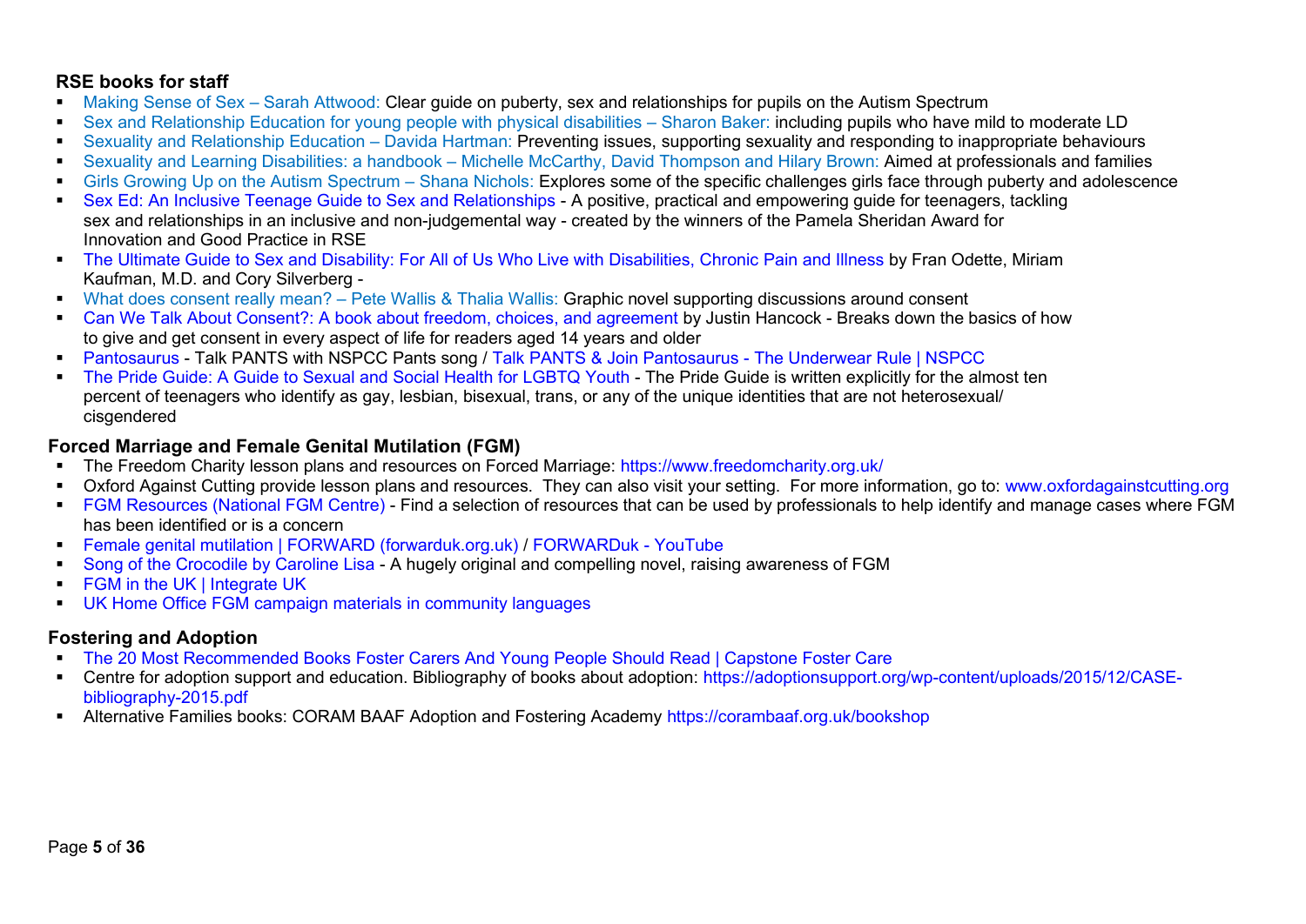### RSE books for staff

- Making Sense of Sex – Sarah Attwood: Clear guide on puberty, sex and relationships for pupils on the Autism Spectrum
- Sex and Relationship Education for young people with physical disabilities – Sharon Baker: including pupils who have mild to moderate LD
- Sexuality and Relationship Education – Davida Hartman: Preventing issues, supporting sexuality and responding to inappropriate behaviours
- Sexuality and Learning Disabilities: a handbook – Michelle McCarthy, David Thompson and Hilary Brown: Aimed at professionals and families
- Girls Growing Up on the Autism Spectrum – Shana Nichols: Explores some of the specific challenges girls face through puberty and adolescence
- Sex Ed: An Inclusive Teenage Guide to Sex and Relationships - A positive, practical and empowering guide for teenagers, tackling sex and relationships in an inclusive and non-judgemental way - created by the winners of the Pamela Sheridan Award for Innovation and Good Practice in RSE
- The Ultimate Guide to Sex and Disability: For All of Us Who Live with Disabilities, Chronic Pain and Illness by Fran Odette, Miriam Kaufman, M.D. and Cory Silverberg -
- What does consent really mean? – Pete Wallis & Thalia Wallis: Graphic novel supporting discussions around consent
- Can We Talk About Consent?: A book about freedom, choices, and agreement by Justin Hancock - Breaks down the basics of how to give and get consent in every aspect of life for readers aged 14 years and older
- Pantosaurus - Talk PANTS with NSPCC Pants song / Talk PANTS & Join Pantosaurus - The Underwear Rule | NSPCC
- The Pride Guide: A Guide to Sexual and Social Health for LGBTQ Youth - The Pride Guide is written explicitly for the almost ten percent of teenagers who identify as gay, lesbian, bisexual, trans, or any of the unique identities that are not heterosexual/ cisgendered

### Forced Marriage and Female Genital Mutilation (FGM)

- The Freedom Charity lesson plans and resources on Forced Marriage: https://www.freedomcharity.org.uk/
- Oxford Against Cutting provide lesson plans and resources. They can also visit your setting. For more information, go to: www.oxfordagainstcutting.org
- FGM Resources (National FGM Centre) - Find a selection of resources that can be used by professionals to help identify and manage cases where FGM has been identified or is a concern
- Female genital mutilation | FORWARD (forwarduk.org.uk) / FORWARDuk - YouTube
- Song of the Crocodile by Caroline Lisa - A hugely original and compelling novel, raising awareness of FGM
- FGM in the UK | Integrate UK
- UK Home Office FGM campaign materials in community languages

### Fostering and Adoption

- The 20 Most Recommended Books Foster Carers And Young People Should Read | Capstone Foster Care
- Centre for adoption support and education. Bibliography of books about adoption: https://adoptionsupport.org/wp-content/uploads/2015/12/CASE-bibliography-2015.pdf
- Alternative Families books: CORAM BAAF Adoption and Fostering Academy https://corambaaf.org.uk/bookshop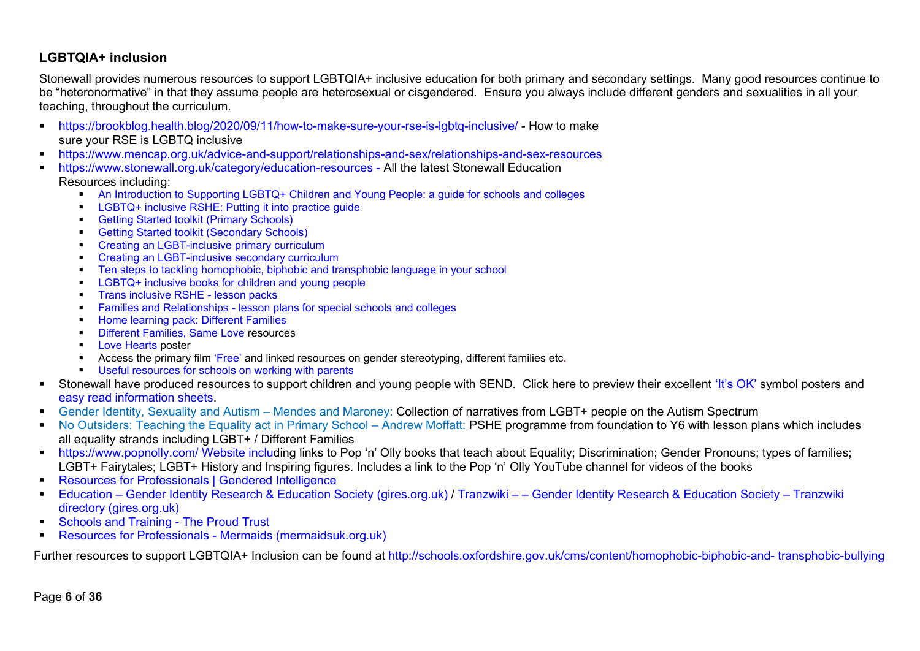## LGBTQIA+ inclusion

Stonewall provides numerous resources to support LGBTQIA+ inclusive education for both primary and secondary settings. Many good resources continue to be "heteronormative" in that they assume people are heterosexual or cisgendered. Ensure you always include different genders and sexualities in all your teaching, throughout the curriculum.

- https://brookblog.health.blog/2020/09/11/how-to-make-sure-your-rse-is-lgbtq-inclusive/ - How to make sure your RSE is LGBTQ inclusive
- https://www.mencap.org.uk/advice-and-support/relationships-and-sex/relationships-and-sex-resources
- https://www.stonewall.org.uk/category/education-resources - All the latest Stonewall Education Resources including:
  - An Introduction to Supporting LGBTQ+ Children and Young People: a guide for schools and colleges
  - LGBTQ+ inclusive RSHE: Putting it into practice guide
  - Getting Started toolkit (Primary Schools)
  - Getting Started toolkit (Secondary Schools)
  - Creating an LGBT-inclusive primary curriculum
  - Creating an LGBT-inclusive secondary curriculum
  - Ten steps to tackling homophobic, biphobic and transphobic language in your school
  - LGBTQ+ inclusive books for children and young people
  - Trans inclusive RSHE - lesson packs
  - Families and Relationships - lesson plans for special schools and colleges
  - Home learning pack: Different Families
  - Different Families, Same Love resources
  - Love Hearts poster
  - Access the primary film 'Free' and linked resources on gender stereotyping, different families etc.
  - Useful resources for schools on working with parents
- Stonewall have produced resources to support children and young people with SEND. Click here to preview their excellent 'It's OK' symbol posters and easy read information sheets.
- Gender Identity, Sexuality and Autism – Mendes and Maroney: Collection of narratives from LGBT+ people on the Autism Spectrum
- No Outsiders: Teaching the Equality act in Primary School – Andrew Moffatt: PSHE programme from foundation to Y6 with lesson plans which includes all equality strands including LGBT+ / Different Families
- https://www.popnolly.com/ Website including links to Pop 'n' Olly books that teach about Equality; Discrimination; Gender Pronouns; types of families; LGBT+ Fairytales; LGBT+ History and Inspiring figures. Includes a link to the Pop 'n' Olly YouTube channel for videos of the books
- Resources for Professionals | Gendered Intelligence
- Education – Gender Identity Research & Education Society (gires.org.uk) / Tranzwiki – – Gender Identity Research & Education Society – Tranzwiki directory (gires.org.uk)
- Schools and Training - The Proud Trust
- Resources for Professionals - Mermaids (mermaidsuk.org.uk)

Further resources to support LGBTQIA+ Inclusion can be found at http://schools.oxfordshire.gov.uk/cms/content/homophobic-biphobic-and- transphobic-bullying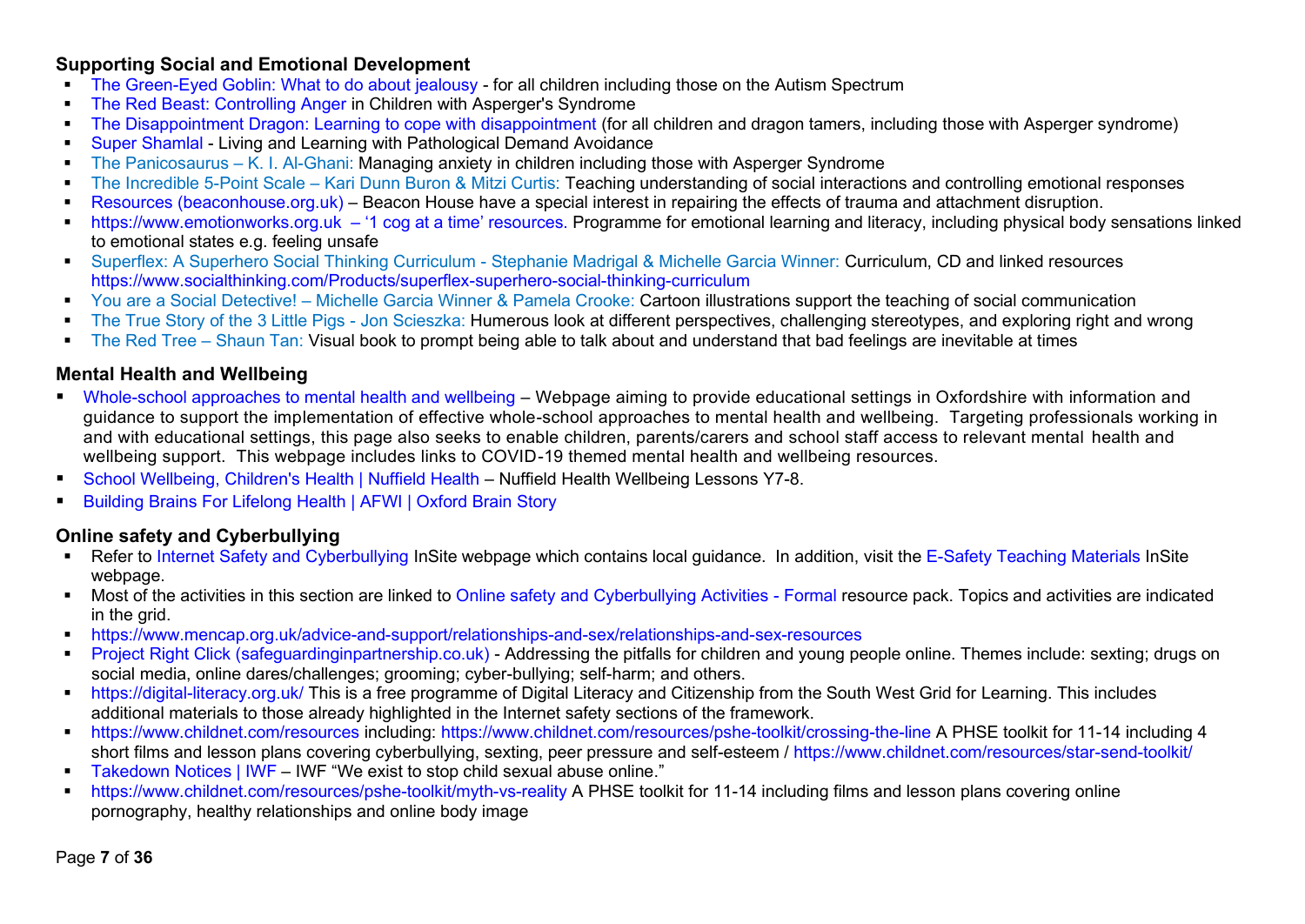### Supporting Social and Emotional Development

- The Green-Eyed Goblin: What to do about jealousy - for all children including those on the Autism Spectrum
- The Red Beast: Controlling Anger in Children with Asperger's Syndrome
- The Disappointment Dragon: Learning to cope with disappointment (for all children and dragon tamers, including those with Asperger syndrome)
- Super Shamlal - Living and Learning with Pathological Demand Avoidance
- The Panicosaurus – K. I. Al-Ghani: Managing anxiety in children including those with Asperger Syndrome
- The Incredible 5-Point Scale – Kari Dunn Buron & Mitzi Curtis: Teaching understanding of social interactions and controlling emotional responses
- Resources (beaconhouse.org.uk) – Beacon House have a special interest in repairing the effects of trauma and attachment disruption.
- https://www.emotionworks.org.uk – '1 cog at a time' resources. Programme for emotional learning and literacy, including physical body sensations linked to emotional states e.g. feeling unsafe
- Superflex: A Superhero Social Thinking Curriculum - Stephanie Madrigal & Michelle Garcia Winner: Curriculum, CD and linked resources https://www.socialthinking.com/Products/superflex-superhero-social-thinking-curriculum
- You are a Social Detective! – Michelle Garcia Winner & Pamela Crooke: Cartoon illustrations support the teaching of social communication
- The True Story of the 3 Little Pigs - Jon Scieszka: Humerous look at different perspectives, challenging stereotypes, and exploring right and wrong
- The Red Tree – Shaun Tan: Visual book to prompt being able to talk about and understand that bad feelings are inevitable at times

### Mental Health and Wellbeing

- Whole-school approaches to mental health and wellbeing – Webpage aiming to provide educational settings in Oxfordshire with information and guidance to support the implementation of effective whole-school approaches to mental health and wellbeing. Targeting professionals working in and with educational settings, this page also seeks to enable children, parents/carers and school staff access to relevant mental health and wellbeing support. This webpage includes links to COVID-19 themed mental health and wellbeing resources.
- School Wellbeing, Children's Health | Nuffield Health – Nuffield Health Wellbeing Lessons Y7-8.
- Building Brains For Lifelong Health | AFWI | Oxford Brain Story

### Online safety and Cyberbullying

- Refer to Internet Safety and Cyberbullying InSite webpage which contains local guidance. In addition, visit the E-Safety Teaching Materials InSite webpage.
- Most of the activities in this section are linked to Online safety and Cyberbullying Activities - Formal resource pack. Topics and activities are indicated in the grid.
- https://www.mencap.org.uk/advice-and-support/relationships-and-sex/relationships-and-sex-resources
- Project Right Click (safeguardinginpartnership.co.uk) - Addressing the pitfalls for children and young people online. Themes include: sexting; drugs on social media, online dares/challenges; grooming; cyber-bullying; self-harm; and others.
- https://digital-literacy.org.uk/ This is a free programme of Digital Literacy and Citizenship from the South West Grid for Learning. This includes additional materials to those already highlighted in the Internet safety sections of the framework.
- https://www.childnet.com/resources including: https://www.childnet.com/resources/pshe-toolkit/crossing-the-line A PHSE toolkit for 11-14 including 4 short films and lesson plans covering cyberbullying, sexting, peer pressure and self-esteem / https://www.childnet.com/resources/star-send-toolkit/
- Takedown Notices | IWF – IWF "We exist to stop child sexual abuse online."
- https://www.childnet.com/resources/pshe-toolkit/myth-vs-reality A PHSE toolkit for 11-14 including films and lesson plans covering online pornography, healthy relationships and online body image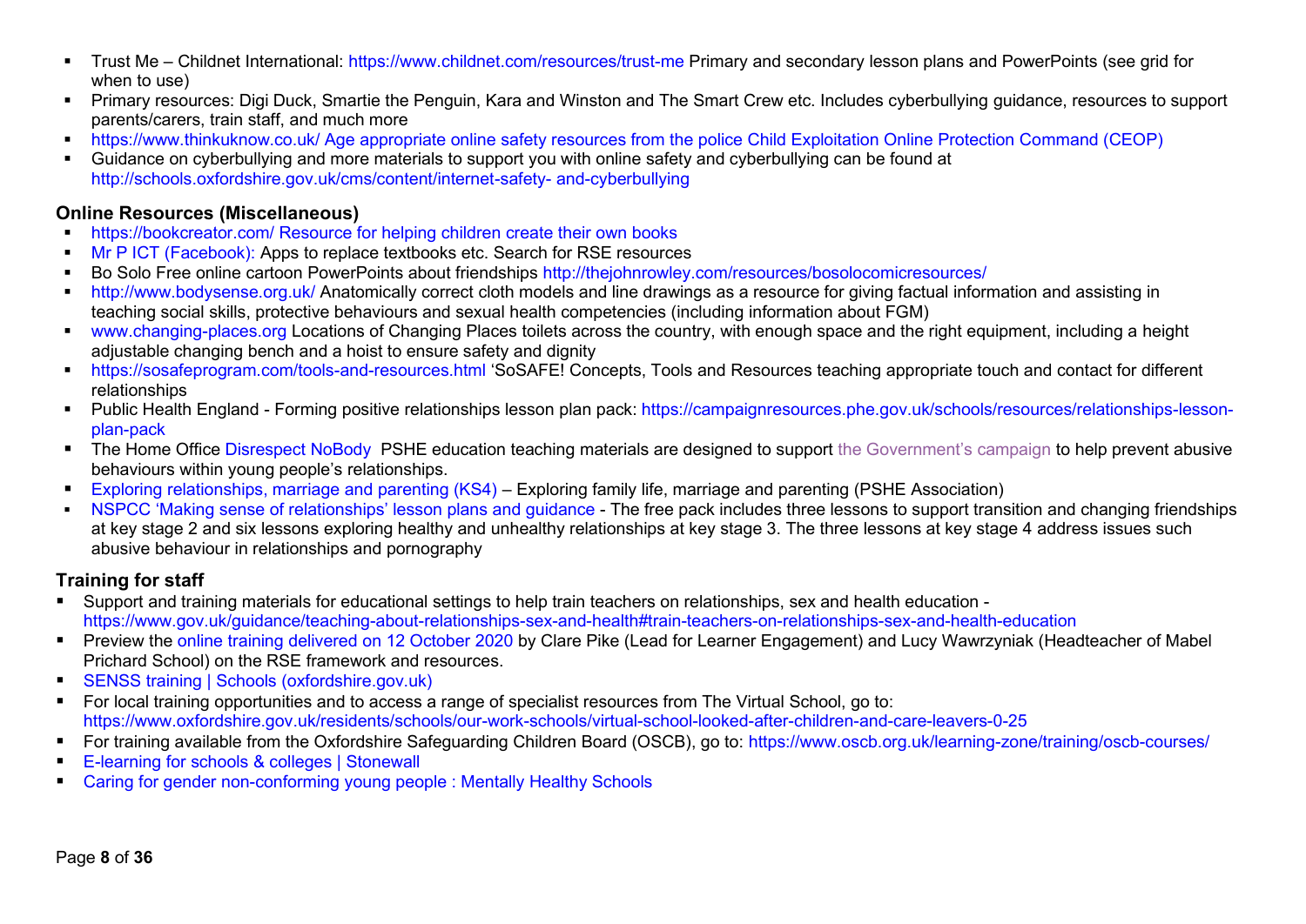- Trust Me – Childnet International: https://www.childnet.com/resources/trust-me Primary and secondary lesson plans and PowerPoints (see grid for when to use)
- Primary resources: Digi Duck, Smartie the Penguin, Kara and Winston and The Smart Crew etc. Includes cyberbullying guidance, resources to support parents/carers, train staff, and much more
- https://www.thinkuknow.co.uk/ Age appropriate online safety resources from the police Child Exploitation Online Protection Command (CEOP)
- Guidance on cyberbullying and more materials to support you with online safety and cyberbullying can be found at http://schools.oxfordshire.gov.uk/cms/content/internet-safety- and-cyberbullying

### Online Resources (Miscellaneous)

- https://bookcreator.com/ Resource for helping children create their own books
- Mr P ICT (Facebook): Apps to replace textbooks etc. Search for RSE resources
- Bo Solo Free online cartoon PowerPoints about friendships http://thejohnrowley.com/resources/bosolocomicresources/
- http://www.bodysense.org.uk/ Anatomically correct cloth models and line drawings as a resource for giving factual information and assisting in teaching social skills, protective behaviours and sexual health competencies (including information about FGM)
- www.changing-places.org Locations of Changing Places toilets across the country, with enough space and the right equipment, including a height adjustable changing bench and a hoist to ensure safety and dignity
- https://sosafeprogram.com/tools-and-resources.html 'SoSAFE! Concepts, Tools and Resources teaching appropriate touch and contact for different relationships
- Public Health England - Forming positive relationships lesson plan pack: https://campaignresources.phe.gov.uk/schools/resources/relationships-lesson-plan-pack
- The Home Office Disrespect NoBody PSHE education teaching materials are designed to support the Government's campaign to help prevent abusive behaviours within young people's relationships.
- Exploring relationships, marriage and parenting (KS4) – Exploring family life, marriage and parenting (PSHE Association)
- NSPCC 'Making sense of relationships' lesson plans and guidance - The free pack includes three lessons to support transition and changing friendships at key stage 2 and six lessons exploring healthy and unhealthy relationships at key stage 3. The three lessons at key stage 4 address issues such abusive behaviour in relationships and pornography

### Training for staff

- Support and training materials for educational settings to help train teachers on relationships, sex and health education - https://www.gov.uk/guidance/teaching-about-relationships-sex-and-health#train-teachers-on-relationships-sex-and-health-education
- Preview the online training delivered on 12 October 2020 by Clare Pike (Lead for Learner Engagement) and Lucy Wawrzyniak (Headteacher of Mabel Prichard School) on the RSE framework and resources.
- SENSS training | Schools (oxfordshire.gov.uk)
- For local training opportunities and to access a range of specialist resources from The Virtual School, go to: https://www.oxfordshire.gov.uk/residents/schools/our-work-schools/virtual-school-looked-after-children-and-care-leavers-0-25
- For training available from the Oxfordshire Safeguarding Children Board (OSCB), go to: https://www.oscb.org.uk/learning-zone/training/oscb-courses/
- E-learning for schools & colleges | Stonewall
- Caring for gender non-conforming young people : Mentally Healthy Schools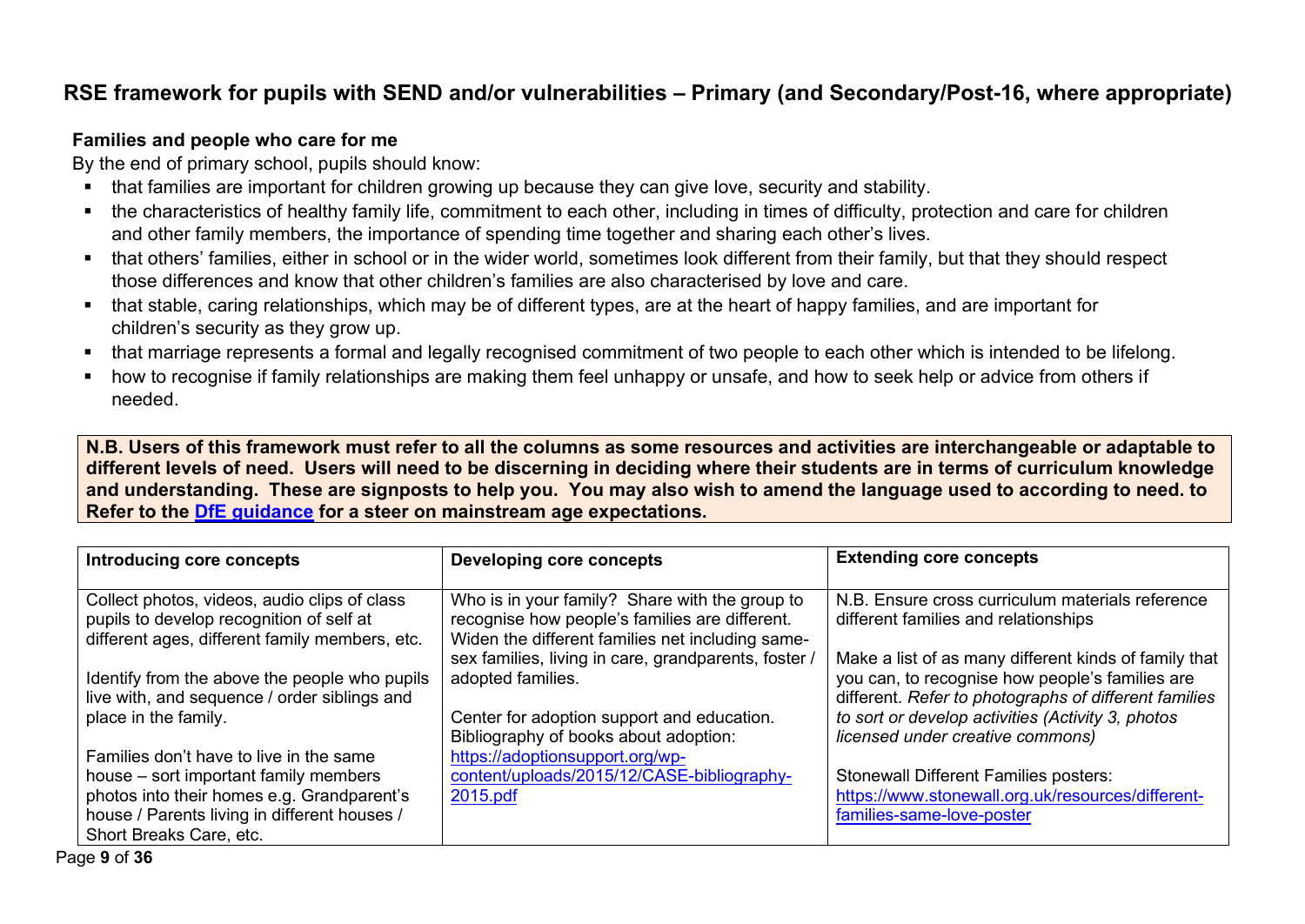# RSE framework for pupils with SEND and/or vulnerabilities – Primary (and Secondary/Post-16, where appropriate)

## Families and people who care for me

By the end of primary school, pupils should know:

- that families are important for children growing up because they can give love, security and stability.
- the characteristics of healthy family life, commitment to each other, including in times of difficulty, protection and care for children and other family members, the importance of spending time together and sharing each other's lives.
- that others' families, either in school or in the wider world, sometimes look different from their family, but that they should respect those differences and know that other children's families are also characterised by love and care.
- that stable, caring relationships, which may be of different types, are at the heart of happy families, and are important for children's security as they grow up.
- that marriage represents a formal and legally recognised commitment of two people to each other which is intended to be lifelong.
- how to recognise if family relationships are making them feel unhappy or unsafe, and how to seek help or advice from others if needed.

**N.B. Users of this framework must refer to all the columns as some resources and activities are interchangeable or adaptable to different levels of need. Users will need to be discerning in deciding where their students are in terms of curriculum knowledge and understanding. These are signposts to help you. You may also wish to amend the language used to according to need. to Refer to the [DfE guidance] for a steer on mainstream age expectations.**

| Introducing core concepts | Developing core concepts | Extending core concepts |
|---|---|---|
| Collect photos, videos, audio clips of class pupils to develop recognition of self at different ages, different family members, etc.<br><br>Identify from the above the people who pupils live with, and sequence / order siblings and place in the family.<br><br>Families don't have to live in the same house – sort important family members photos into their homes e.g. Grandparent's house / Parents living in different houses / Short Breaks Care, etc. | Who is in your family? Share with the group to recognise how people's families are different. Widen the different families net including same-sex families, living in care, grandparents, foster / adopted families.<br><br>Center for adoption support and education. Bibliography of books about adoption: https://adoptionsupport.org/wp-content/uploads/2015/12/CASE-bibliography-2015.pdf | N.B. Ensure cross curriculum materials reference different families and relationships<br><br>Make a list of as many different kinds of family that you can, to recognise how people's families are different. *Refer to photographs of different families to sort or develop activities (Activity 3, photos licensed under creative commons)*<br><br>Stonewall Different Families posters: https://www.stonewall.org.uk/resources/different-families-same-love-poster |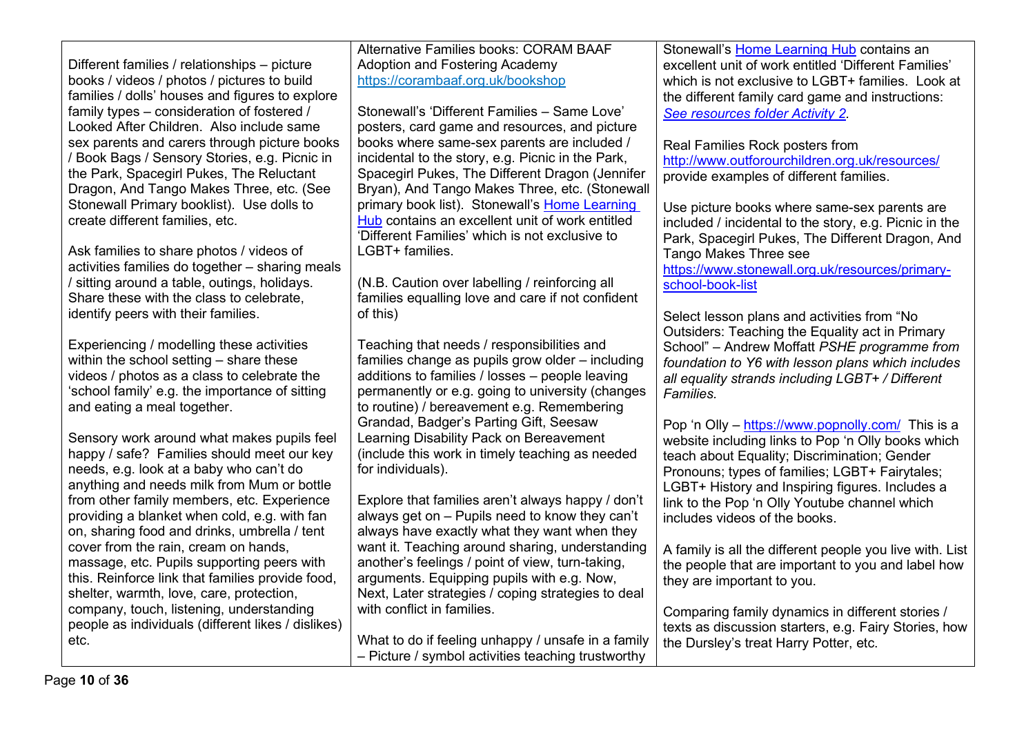| | | |
|---|---|---|
| Different families / relationships – picture books / videos / photos / pictures to build families / dolls' houses and figures to explore family types – consideration of fostered / Looked After Children. Also include same sex parents and carers through picture books / Book Bags / Sensory Stories, e.g. Picnic in the Park, Spacegirl Pukes, The Reluctant Dragon, And Tango Makes Three, etc. (See Stonewall Primary booklist). Use dolls to create different families, etc.<br><br>Ask families to share photos / videos of activities families do together – sharing meals / sitting around a table, outings, holidays. Share these with the class to celebrate, identify peers with their families.<br><br>Experiencing / modelling these activities within the school setting – share these videos / photos as a class to celebrate the 'school family' e.g. the importance of sitting and eating a meal together.<br><br>Sensory work around what makes pupils feel happy / safe? Families should meet our key needs, e.g. look at a baby who can't do anything and needs milk from Mum or bottle from other family members, etc. Experience providing a blanket when cold, e.g. with fan on, sharing food and drinks, umbrella / tent cover from the rain, cream on hands, massage, etc. Pupils supporting peers with this. Reinforce link that families provide food, shelter, warmth, love, care, protection, company, touch, listening, understanding people as individuals (different likes / dislikes) etc. | Alternative Families books: CORAM BAAF Adoption and Fostering Academy https://corambaaf.org.uk/bookshop<br><br>Stonewall's 'Different Families – Same Love' posters, card game and resources, and picture books where same-sex parents are included / incidental to the story, e.g. Picnic in the Park, Spacegirl Pukes, The Different Dragon (Jennifer Bryan), And Tango Makes Three, etc. (Stonewall primary book list). Stonewall's Home Learning Hub contains an excellent unit of work entitled 'Different Families' which is not exclusive to LGBT+ families.<br><br>(N.B. Caution over labelling / reinforcing all families equalling love and care if not confident of this)<br><br>Teaching that needs / responsibilities and families change as pupils grow older – including additions to families / losses – people leaving permanently or e.g. going to university (changes to routine) / bereavement e.g. Remembering Grandad, Badger's Parting Gift, Seesaw Learning Disability Pack on Bereavement (include this work in timely teaching as needed for individuals).<br><br>Explore that families aren't always happy / don't always get on – Pupils need to know they can't always have exactly what they want when they want it. Teaching around sharing, understanding another's feelings / point of view, turn-taking, arguments. Equipping pupils with e.g. Now, Next, Later strategies / coping strategies to deal with conflict in families.<br><br>What to do if feeling unhappy / unsafe in a family – Picture / symbol activities teaching trustworthy | Stonewall's Home Learning Hub contains an excellent unit of work entitled 'Different Families' which is not exclusive to LGBT+ families. Look at the different family card game and instructions: *See resources folder Activity 2.*<br><br>Real Families Rock posters from http://www.outforourchildren.org.uk/resources/ provide examples of different families.<br><br>Use picture books where same-sex parents are included / incidental to the story, e.g. Picnic in the Park, Spacegirl Pukes, The Different Dragon, And Tango Makes Three see https://www.stonewall.org.uk/resources/primary-school-book-list<br><br>Select lesson plans and activities from "No Outsiders: Teaching the Equality act in Primary School" – Andrew Moffatt *PSHE programme from foundation to Y6 with lesson plans which includes all equality strands including LGBT+ / Different Families.*<br><br>Pop 'n Olly – https://www.popnolly.com/ This is a website including links to Pop 'n Olly books which teach about Equality; Discrimination; Gender Pronouns; types of families; LGBT+ Fairytales; LGBT+ History and Inspiring figures. Includes a link to the Pop 'n Olly Youtube channel which includes videos of the books.<br><br>A family is all the different people you live with. List the people that are important to you and label how they are important to you.<br><br>Comparing family dynamics in different stories / texts as discussion starters, e.g. Fairy Stories, how the Dursley's treat Harry Potter, etc. |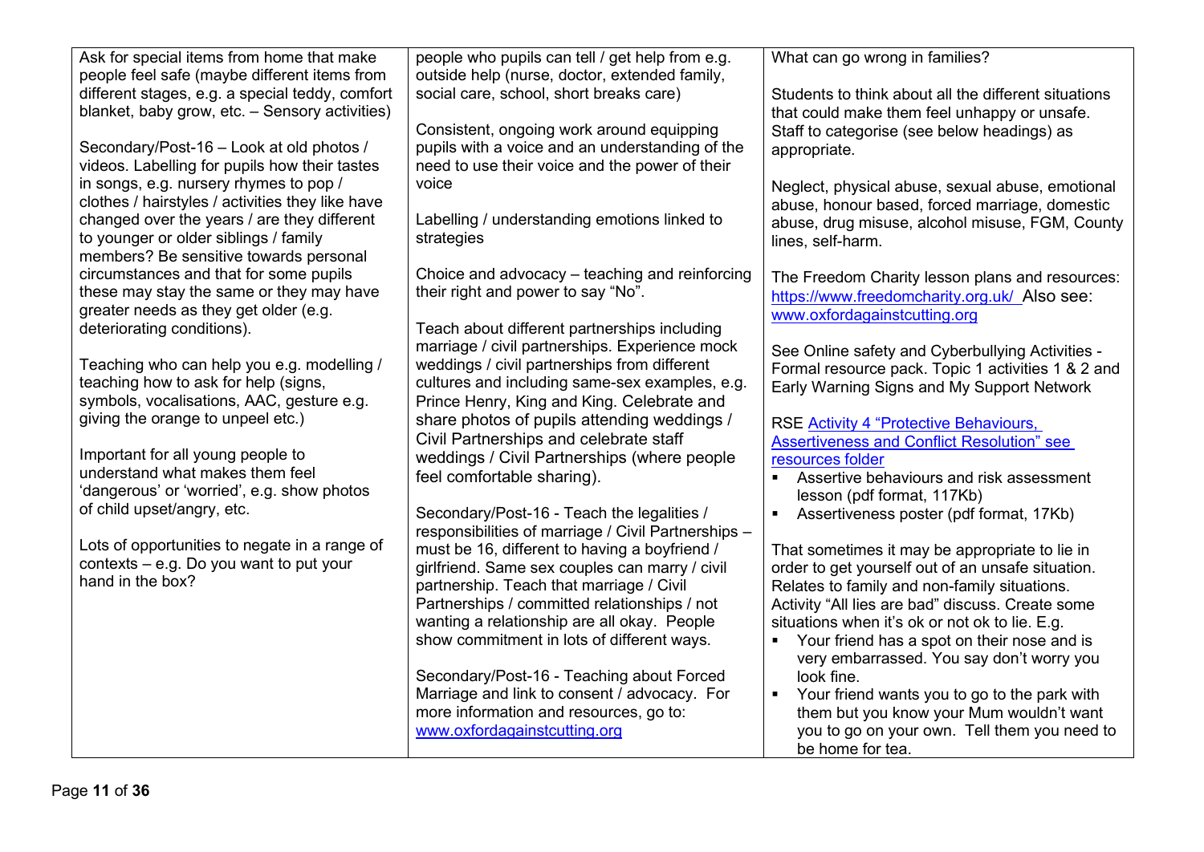| | | |
|---|---|---|
| Ask for special items from home that make people feel safe (maybe different items from different stages, e.g. a special teddy, comfort blanket, baby grow, etc. – Sensory activities)<br><br>Secondary/Post-16 – Look at old photos / videos. Labelling for pupils how their tastes in songs, e.g. nursery rhymes to pop / clothes / hairstyles / activities they like have changed over the years / are they different to younger or older siblings / family members? Be sensitive towards personal circumstances and that for some pupils these may stay the same or they may have greater needs as they get older (e.g. deteriorating conditions).<br><br>Teaching who can help you e.g. modelling / teaching how to ask for help (signs, symbols, vocalisations, AAC, gesture e.g. giving the orange to unpeel etc.)<br><br>Important for all young people to understand what makes them feel 'dangerous' or 'worried', e.g. show photos of child upset/angry, etc.<br><br>Lots of opportunities to negate in a range of contexts – e.g. Do you want to put your hand in the box? | people who pupils can tell / get help from e.g. outside help (nurse, doctor, extended family, social care, school, short breaks care)<br><br>Consistent, ongoing work around equipping pupils with a voice and an understanding of the need to use their voice and the power of their voice<br><br>Labelling / understanding emotions linked to strategies<br><br>Choice and advocacy – teaching and reinforcing their right and power to say "No".<br><br>Teach about different partnerships including marriage / civil partnerships. Experience mock weddings / civil partnerships from different cultures and including same-sex examples, e.g. Prince Henry, King and King. Celebrate and share photos of pupils attending weddings / Civil Partnerships and celebrate staff weddings / Civil Partnerships (where people feel comfortable sharing).<br><br>Secondary/Post-16 - Teach the legalities / responsibilities of marriage / Civil Partnerships – must be 16, different to having a boyfriend / girlfriend. Same sex couples can marry / civil partnership. Teach that marriage / Civil Partnerships / committed relationships / not wanting a relationship are all okay. People show commitment in lots of different ways.<br><br>Secondary/Post-16 - Teaching about Forced Marriage and link to consent / advocacy. For more information and resources, go to: www.oxfordagainstcutting.org | What can go wrong in families?<br><br>Students to think about all the different situations that could make them feel unhappy or unsafe. Staff to categorise (see below headings) as appropriate.<br><br>Neglect, physical abuse, sexual abuse, emotional abuse, honour based, forced marriage, domestic abuse, drug misuse, alcohol misuse, FGM, County lines, self-harm.<br><br>The Freedom Charity lesson plans and resources: https://www.freedomcharity.org.uk/ Also see: www.oxfordagainstcutting.org<br><br>See Online safety and Cyberbullying Activities - Formal resource pack. Topic 1 activities 1 & 2 and Early Warning Signs and My Support Network<br><br>RSE Activity 4 "Protective Behaviours, Assertiveness and Conflict Resolution" see resources folder<br>▪ Assertive behaviours and risk assessment lesson (pdf format, 117Kb)<br>▪ Assertiveness poster (pdf format, 17Kb)<br><br>That sometimes it may be appropriate to lie in order to get yourself out of an unsafe situation. Relates to family and non-family situations. Activity "All lies are bad" discuss. Create some situations when it's ok or not ok to lie. E.g.<br>▪ Your friend has a spot on their nose and is very embarrassed. You say don't worry you look fine.<br>▪ Your friend wants you to go to the park with them but you know your Mum wouldn't want you to go on your own. Tell them you need to be home for tea. |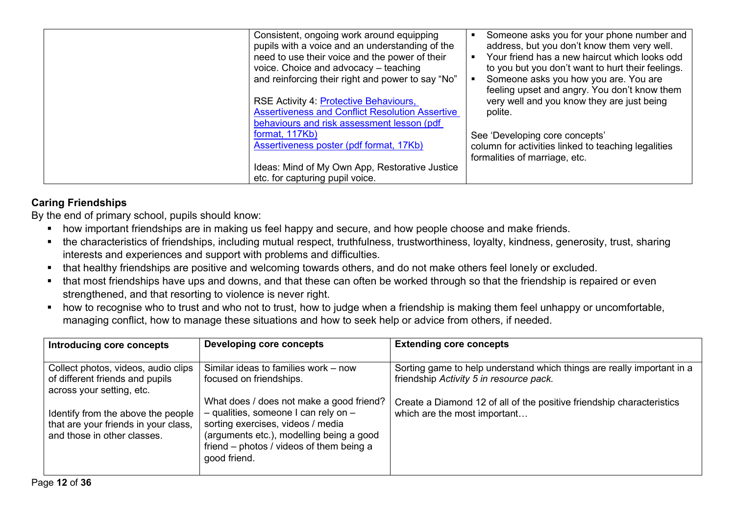| | | |
|---|---|---|
| | Consistent, ongoing work around equipping pupils with a voice and an understanding of the need to use their voice and the power of their voice. Choice and advocacy – teaching and reinforcing their right and power to say "No"<br><br>RSE Activity 4: [Protective Behaviours, Assertiveness and Conflict Resolution Assertive behaviours and risk assessment lesson (pdf format, 117Kb)]()<br>[Assertiveness poster (pdf format, 17Kb)]()<br><br>Ideas: Mind of My Own App, Restorative Justice etc. for capturing pupil voice. | ▪ Someone asks you for your phone number and address, but you don't know them very well.<br>▪ Your friend has a new haircut which looks odd to you but you don't want to hurt their feelings.<br>▪ Someone asks you how you are. You are feeling upset and angry. You don't know them very well and you know they are just being polite.<br><br>See 'Developing core concepts' column for activities linked to teaching legalities formalities of marriage, etc. |

**Caring Friendships**

By the end of primary school, pupils should know:

- how important friendships are in making us feel happy and secure, and how people choose and make friends.
- the characteristics of friendships, including mutual respect, truthfulness, trustworthiness, loyalty, kindness, generosity, trust, sharing interests and experiences and support with problems and difficulties.
- that healthy friendships are positive and welcoming towards others, and do not make others feel lonely or excluded.
- that most friendships have ups and downs, and that these can often be worked through so that the friendship is repaired or even strengthened, and that resorting to violence is never right.
- how to recognise who to trust and who not to trust, how to judge when a friendship is making them feel unhappy or uncomfortable, managing conflict, how to manage these situations and how to seek help or advice from others, if needed.

| Introducing core concepts | Developing core concepts | Extending core concepts |
|---|---|---|
| Collect photos, videos, audio clips of different friends and pupils across your setting, etc.<br><br>Identify from the above the people that are your friends in your class, and those in other classes. | Similar ideas to families work – now focused on friendships.<br><br>What does / does not make a good friend? – qualities, someone I can rely on – sorting exercises, videos / media (arguments etc.), modelling being a good friend – photos / videos of them being a good friend. | Sorting game to help understand which things are really important in a friendship *Activity 5 in resource pack.*<br><br>Create a Diamond 12 of all of the positive friendship characteristics which are the most important… |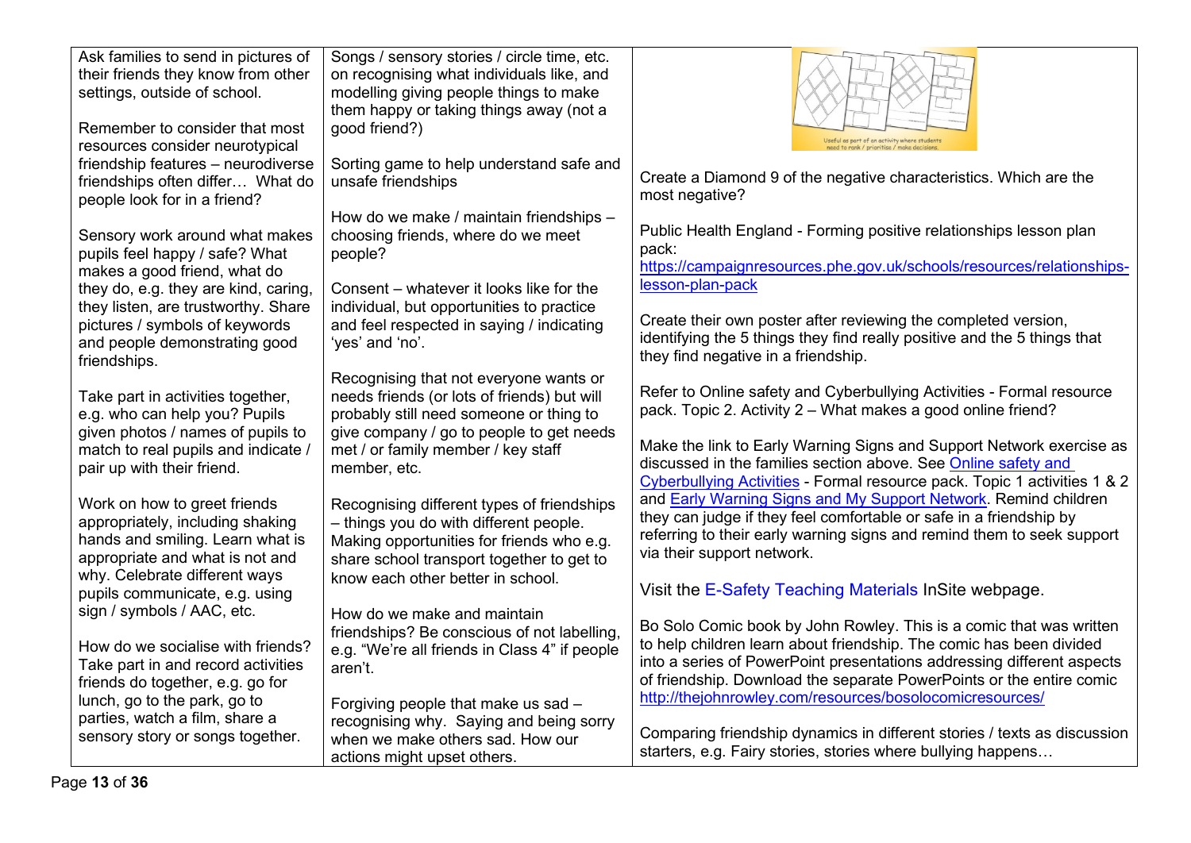| | | |
|---|---|---|
| Ask families to send in pictures of their friends they know from other settings, outside of school.<br><br>Remember to consider that most resources consider neurotypical friendship features – neurodiverse friendships often differ… What do people look for in a friend?<br><br>Sensory work around what makes pupils feel happy / safe? What makes a good friend, what do they do, e.g. they are kind, caring, they listen, are trustworthy. Share pictures / symbols of keywords and people demonstrating good friendships.<br><br>Take part in activities together, e.g. who can help you? Pupils given photos / names of pupils to match to real pupils and indicate / pair up with their friend.<br><br>Work on how to greet friends appropriately, including shaking hands and smiling. Learn what is appropriate and what is not and why. Celebrate different ways pupils communicate, e.g. using sign / symbols / AAC, etc.<br><br>How do we socialise with friends? Take part in and record activities friends do together, e.g. go for lunch, go to the park, go to parties, watch a film, share a sensory story or songs together. | Songs / sensory stories / circle time, etc. on recognising what individuals like, and modelling giving people things to make them happy or taking things away (not a good friend?)<br><br>Sorting game to help understand safe and unsafe friendships<br><br>How do we make / maintain friendships – choosing friends, where do we meet people?<br><br>Consent – whatever it looks like for the individual, but opportunities to practice and feel respected in saying / indicating 'yes' and 'no'.<br><br>Recognising that not everyone wants or needs friends (or lots of friends) but will probably still need someone or thing to give company / go to people to get needs met / or family member / key staff member, etc.<br><br>Recognising different types of friendships – things you do with different people. Making opportunities for friends who e.g. share school transport together to get to know each other better in school.<br><br>How do we make and maintain friendships? Be conscious of not labelling, e.g. "We're all friends in Class 4" if people aren't.<br><br>Forgiving people that make us sad – recognising why. Saying and being sorry when we make others sad. How our actions might upset others. | Useful as part of an activity where students need to rank / prioritise / make decisions.<br><br>Create a Diamond 9 of the negative characteristics. Which are the most negative?<br><br>Public Health England - Forming positive relationships lesson plan pack:<br>https://campaignresources.phe.gov.uk/schools/resources/relationships-lesson-plan-pack<br><br>Create their own poster after reviewing the completed version, identifying the 5 things they find really positive and the 5 things that they find negative in a friendship.<br><br>Refer to Online safety and Cyberbullying Activities - Formal resource pack. Topic 2. Activity 2 – What makes a good online friend?<br><br>Make the link to Early Warning Signs and Support Network exercise as discussed in the families section above. See Online safety and Cyberbullying Activities - Formal resource pack. Topic 1 activities 1 & 2 and Early Warning Signs and My Support Network. Remind children they can judge if they feel comfortable or safe in a friendship by referring to their early warning signs and remind them to seek support via their support network.<br><br>Visit the E-Safety Teaching Materials InSite webpage.<br><br>Bo Solo Comic book by John Rowley. This is a comic that was written to help children learn about friendship. The comic has been divided into a series of PowerPoint presentations addressing different aspects of friendship. Download the separate PowerPoints or the entire comic<br>http://thejohnrowley.com/resources/bosolocomicresources/<br><br>Comparing friendship dynamics in different stories / texts as discussion starters, e.g. Fairy stories, stories where bullying happens… |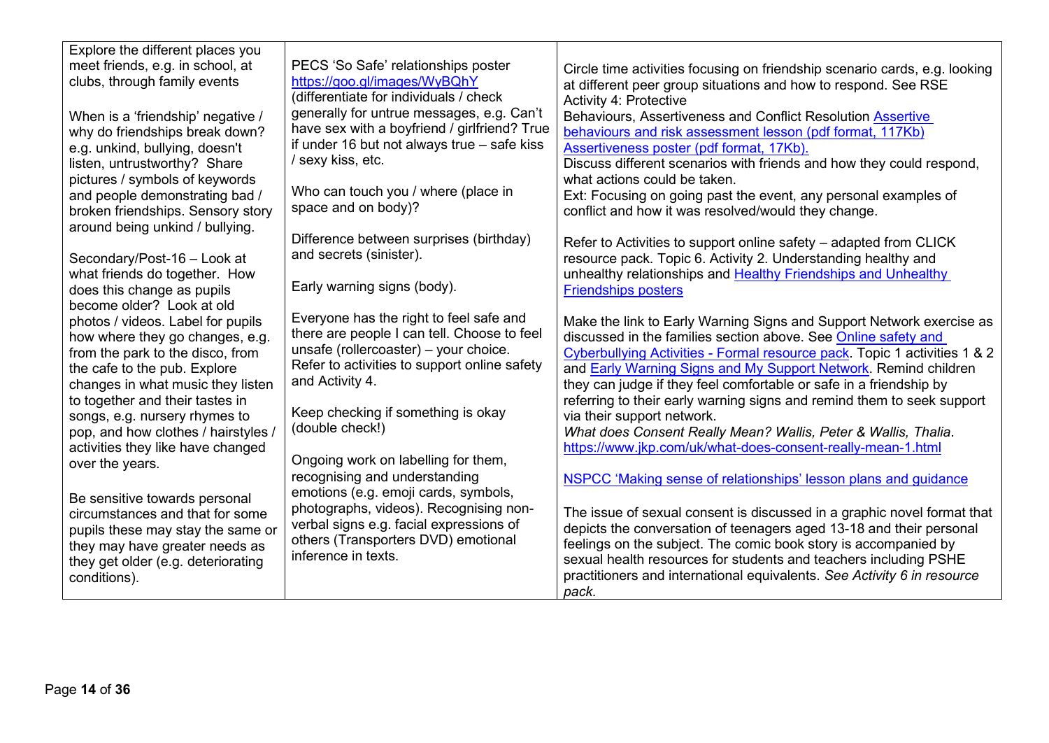| | | |
|---|---|---|
| Explore the different places you meet friends, e.g. in school, at clubs, through family events<br><br>When is a 'friendship' negative / why do friendships break down? e.g. unkind, bullying, doesn't listen, untrustworthy? Share pictures / symbols of keywords and people demonstrating bad / broken friendships. Sensory story around being unkind / bullying.<br><br>Secondary/Post-16 – Look at what friends do together. How does this change as pupils become older? Look at old photos / videos. Label for pupils how where they go changes, e.g. from the park to the disco, from the cafe to the pub. Explore changes in what music they listen to together and their tastes in songs, e.g. nursery rhymes to pop, and how clothes / hairstyles / activities they like have changed over the years.<br><br>Be sensitive towards personal circumstances and that for some pupils these may stay the same or they may have greater needs as they get older (e.g. deteriorating conditions). | PECS 'So Safe' relationships poster [https://goo.gl/images/WyBQhY](https://goo.gl/images/WyBQhY) (differentiate for individuals / check generally for untrue messages, e.g. Can't have sex with a boyfriend / girlfriend? True if under 16 but not always true – safe kiss / sexy kiss, etc.<br><br>Who can touch you / where (place in space and on body)?<br><br>Difference between surprises (birthday) and secrets (sinister).<br><br>Early warning signs (body).<br><br>Everyone has the right to feel safe and there are people I can tell. Choose to feel unsafe (rollercoaster) – your choice. Refer to activities to support online safety and Activity 4.<br><br>Keep checking if something is okay (double check!)<br><br>Ongoing work on labelling for them, recognising and understanding emotions (e.g. emoji cards, symbols, photographs, videos). Recognising non-verbal signs e.g. facial expressions of others (Transporters DVD) emotional inference in texts. | Circle time activities focusing on friendship scenario cards, e.g. looking at different peer group situations and how to respond. See RSE Activity 4: Protective Behaviours, Assertiveness and Conflict Resolution Assertive behaviours and risk assessment lesson (pdf format, 117Kb) Assertiveness poster (pdf format, 17Kb).<br>Discuss different scenarios with friends and how they could respond, what actions could be taken.<br>Ext: Focusing on going past the event, any personal examples of conflict and how it was resolved/would they change.<br><br>Refer to Activities to support online safety – adapted from CLICK resource pack. Topic 6. Activity 2. Understanding healthy and unhealthy relationships and Healthy Friendships and Unhealthy Friendships posters<br><br>Make the link to Early Warning Signs and Support Network exercise as discussed in the families section above. See Online safety and Cyberbullying Activities - Formal resource pack. Topic 1 activities 1 & 2 and Early Warning Signs and My Support Network. Remind children they can judge if they feel comfortable or safe in a friendship by referring to their early warning signs and remind them to seek support via their support network.<br>*What does Consent Really Mean? Wallis, Peter & Wallis, Thalia*. [https://www.jkp.com/uk/what-does-consent-really-mean-1.html](https://www.jkp.com/uk/what-does-consent-really-mean-1.html)<br><br>NSPCC 'Making sense of relationships' lesson plans and guidance<br><br>The issue of sexual consent is discussed in a graphic novel format that depicts the conversation of teenagers aged 13-18 and their personal feelings on the subject. The comic book story is accompanied by sexual health resources for students and teachers including PSHE practitioners and international equivalents. *See Activity 6 in resource pack.* |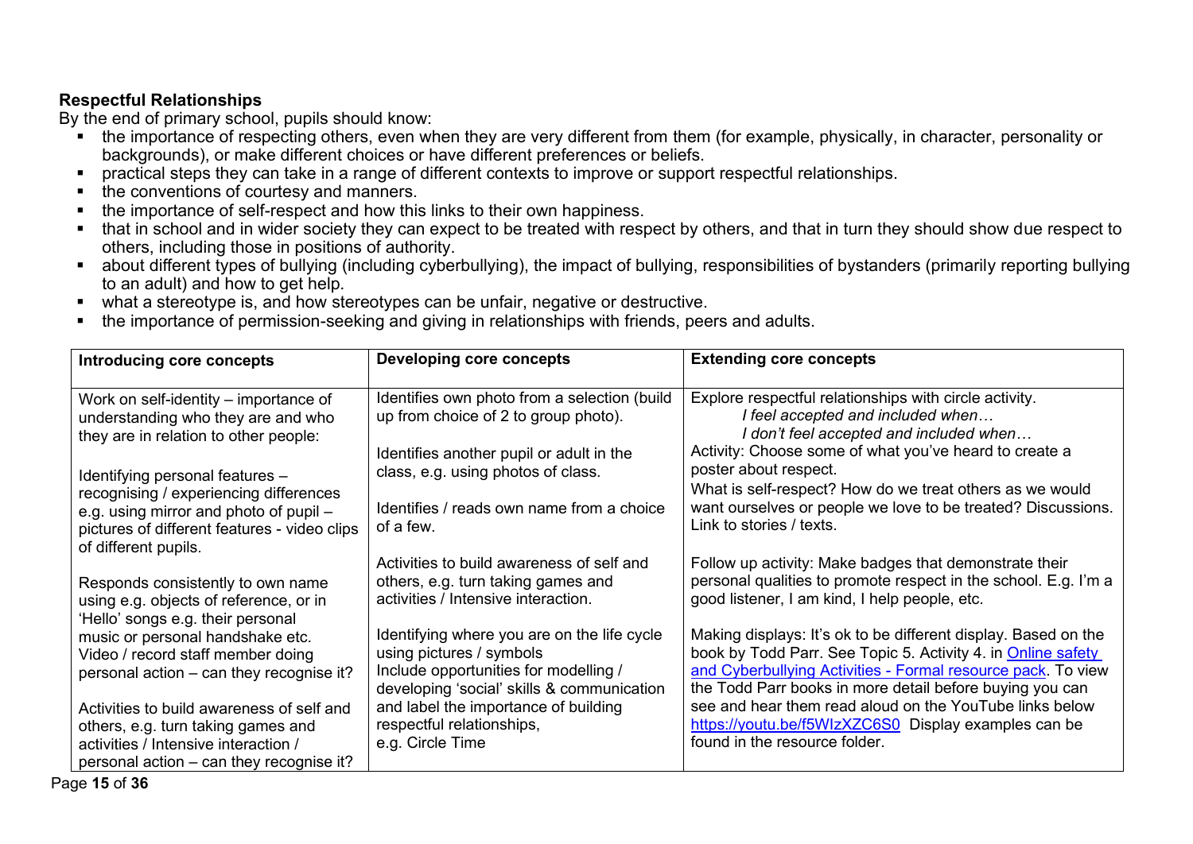**Respectful Relationships**

By the end of primary school, pupils should know:

- the importance of respecting others, even when they are very different from them (for example, physically, in character, personality or backgrounds), or make different choices or have different preferences or beliefs.
- practical steps they can take in a range of different contexts to improve or support respectful relationships.
- the conventions of courtesy and manners.
- the importance of self-respect and how this links to their own happiness.
- that in school and in wider society they can expect to be treated with respect by others, and that in turn they should show due respect to others, including those in positions of authority.
- about different types of bullying (including cyberbullying), the impact of bullying, responsibilities of bystanders (primarily reporting bullying to an adult) and how to get help.
- what a stereotype is, and how stereotypes can be unfair, negative or destructive.
- the importance of permission-seeking and giving in relationships with friends, peers and adults.

| Introducing core concepts | Developing core concepts | Extending core concepts |
|---|---|---|
| Work on self-identity – importance of understanding who they are and who they are in relation to other people:<br><br>Identifying personal features – recognising / experiencing differences e.g. using mirror and photo of pupil – pictures of different features - video clips of different pupils.<br><br>Responds consistently to own name using e.g. objects of reference, or in 'Hello' songs e.g. their personal music or personal handshake etc. Video / record staff member doing personal action – can they recognise it?<br><br>Activities to build awareness of self and others, e.g. turn taking games and activities / Intensive interaction / personal action – can they recognise it? | Identifies own photo from a selection (build up from choice of 2 to group photo).<br><br>Identifies another pupil or adult in the class, e.g. using photos of class.<br><br>Identifies / reads own name from a choice of a few.<br><br>Activities to build awareness of self and others, e.g. turn taking games and activities / Intensive interaction.<br><br>Identifying where you are on the life cycle using pictures / symbols<br>Include opportunities for modelling / developing 'social' skills & communication and label the importance of building respectful relationships,<br>e.g. Circle Time | Explore respectful relationships with circle activity.<br>*I feel accepted and included when…*<br>*I don't feel accepted and included when…*<br>Activity: Choose some of what you've heard to create a poster about respect.<br>What is self-respect? How do we treat others as we would want ourselves or people we love to be treated? Discussions. Link to stories / texts.<br><br>Follow up activity: Make badges that demonstrate their personal qualities to promote respect in the school. E.g. I'm a good listener, I am kind, I help people, etc.<br><br>Making displays: It's ok to be different display. Based on the book by Todd Parr. See Topic 5. Activity 4. in Online safety and Cyberbullying Activities - Formal resource pack. To view the Todd Parr books in more detail before buying you can see and hear them read aloud on the YouTube links below https://youtu.be/f5WIzXZC6S0 Display examples can be found in the resource folder. |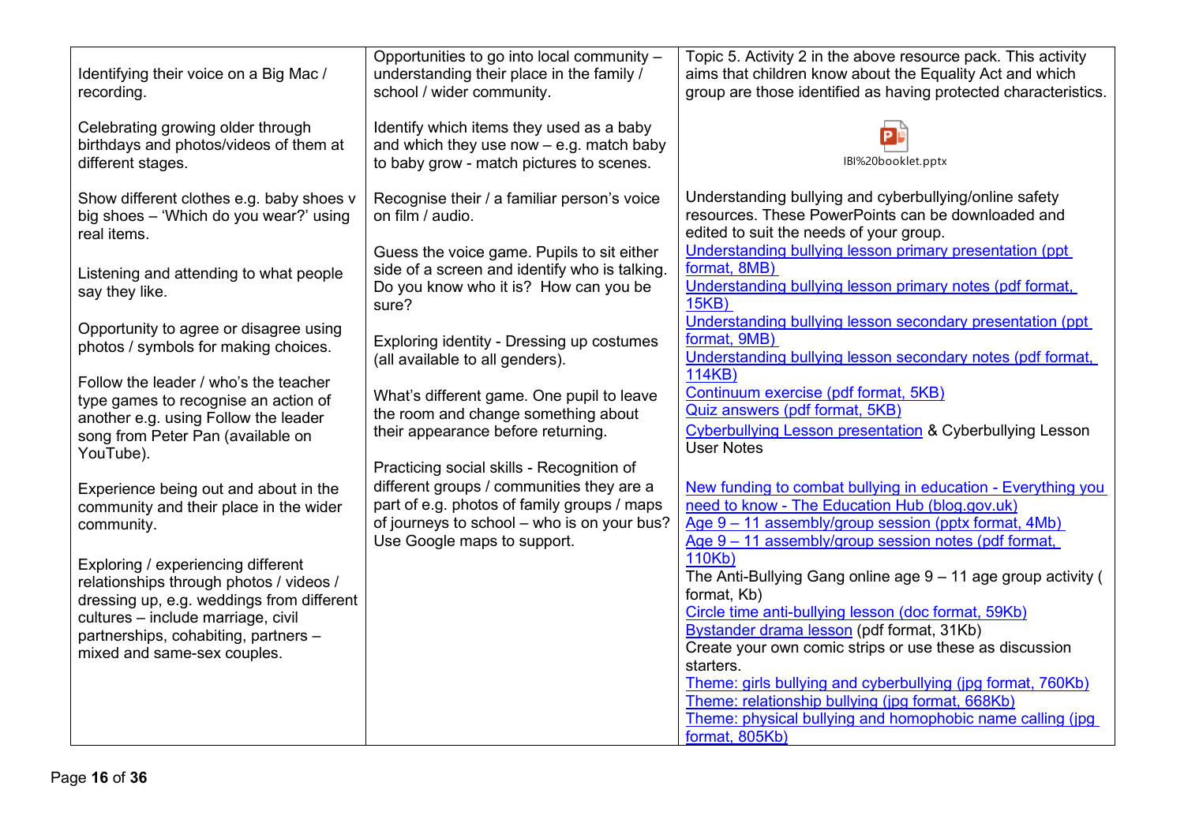| | | |
|---|---|---|
| Identifying their voice on a Big Mac / recording.<br><br>Celebrating growing older through birthdays and photos/videos of them at different stages.<br><br>Show different clothes e.g. baby shoes v big shoes – 'Which do you wear?' using real items.<br><br>Listening and attending to what people say they like.<br><br>Opportunity to agree or disagree using photos / symbols for making choices.<br><br>Follow the leader / who's the teacher type games to recognise an action of another e.g. using Follow the leader song from Peter Pan (available on YouTube).<br><br>Experience being out and about in the community and their place in the wider community.<br><br>Exploring / experiencing different relationships through photos / videos / dressing up, e.g. weddings from different cultures – include marriage, civil partnerships, cohabiting, partners – mixed and same-sex couples. | Opportunities to go into local community – understanding their place in the family / school / wider community.<br><br>Identify which items they used as a baby and which they use now – e.g. match baby to baby grow - match pictures to scenes.<br><br>Recognise their / a familiar person's voice on film / audio.<br><br>Guess the voice game. Pupils to sit either side of a screen and identify who is talking. Do you know who it is? How can you be sure?<br><br>Exploring identity - Dressing up costumes (all available to all genders).<br><br>What's different game. One pupil to leave the room and change something about their appearance before returning.<br><br>Practicing social skills - Recognition of different groups / communities they are a part of e.g. photos of family groups / maps of journeys to school – who is on your bus? Use Google maps to support. | Topic 5. Activity 2 in the above resource pack. This activity aims that children know about the Equality Act and which group are those identified as having protected characteristics.<br><br>IBI%20booklet.pptx<br><br>Understanding bullying and cyberbullying/online safety resources. These PowerPoints can be downloaded and edited to suit the needs of your group.<br>Understanding bullying lesson primary presentation (ppt format, 8MB)<br>Understanding bullying lesson primary notes (pdf format, 15KB)<br>Understanding bullying lesson secondary presentation (ppt format, 9MB)<br>Understanding bullying lesson secondary notes (pdf format, 114KB)<br>Continuum exercise (pdf format, 5KB)<br>Quiz answers (pdf format, 5KB)<br>Cyberbullying Lesson presentation & Cyberbullying Lesson User Notes<br><br>New funding to combat bullying in education - Everything you need to know - The Education Hub (blog.gov.uk)<br>Age 9 – 11 assembly/group session (pptx format, 4Mb)<br>Age 9 – 11 assembly/group session notes (pdf format, 110Kb)<br>The Anti-Bullying Gang online age 9 – 11 age group activity ( format, Kb)<br>Circle time anti-bullying lesson (doc format, 59Kb)<br>Bystander drama lesson (pdf format, 31Kb)<br>Create your own comic strips or use these as discussion starters.<br>Theme: girls bullying and cyberbullying (jpg format, 760Kb)<br>Theme: relationship bullying (jpg format, 668Kb)<br>Theme: physical bullying and homophobic name calling (jpg format, 805Kb) |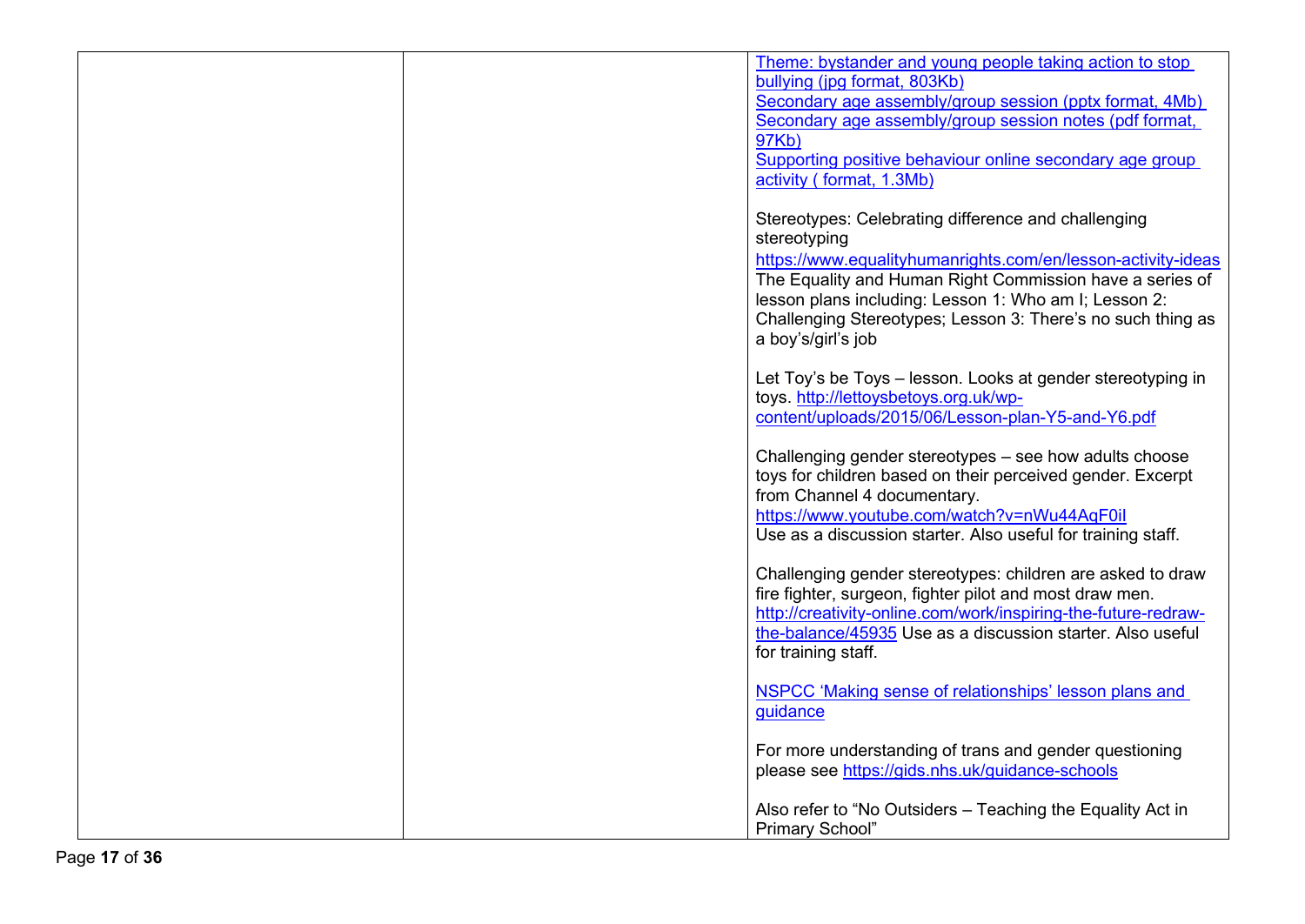| | | |
|---|---|---|
| | | Theme: bystander and young people taking action to stop bullying (jpg format, 803Kb)<br>Secondary age assembly/group session (pptx format, 4Mb)<br>Secondary age assembly/group session notes (pdf format, 97Kb)<br>Supporting positive behaviour online secondary age group activity ( format, 1.3Mb)<br><br>Stereotypes: Celebrating difference and challenging stereotyping<br>https://www.equalityhumanrights.com/en/lesson-activity-ideas<br>The Equality and Human Right Commission have a series of lesson plans including: Lesson 1: Who am I; Lesson 2: Challenging Stereotypes; Lesson 3: There's no such thing as a boy's/girl's job<br><br>Let Toy's be Toys – lesson. Looks at gender stereotyping in toys. http://lettoysbetoys.org.uk/wp-content/uploads/2015/06/Lesson-plan-Y5-and-Y6.pdf<br><br>Challenging gender stereotypes – see how adults choose toys for children based on their perceived gender. Excerpt from Channel 4 documentary.<br>https://www.youtube.com/watch?v=nWu44AqF0iI<br>Use as a discussion starter. Also useful for training staff.<br><br>Challenging gender stereotypes: children are asked to draw fire fighter, surgeon, fighter pilot and most draw men.<br>http://creativity-online.com/work/inspiring-the-future-redraw-the-balance/45935 Use as a discussion starter. Also useful for training staff.<br><br>NSPCC 'Making sense of relationships' lesson plans and guidance<br><br>For more understanding of trans and gender questioning please see https://gids.nhs.uk/guidance-schools<br><br>Also refer to "No Outsiders – Teaching the Equality Act in Primary School" |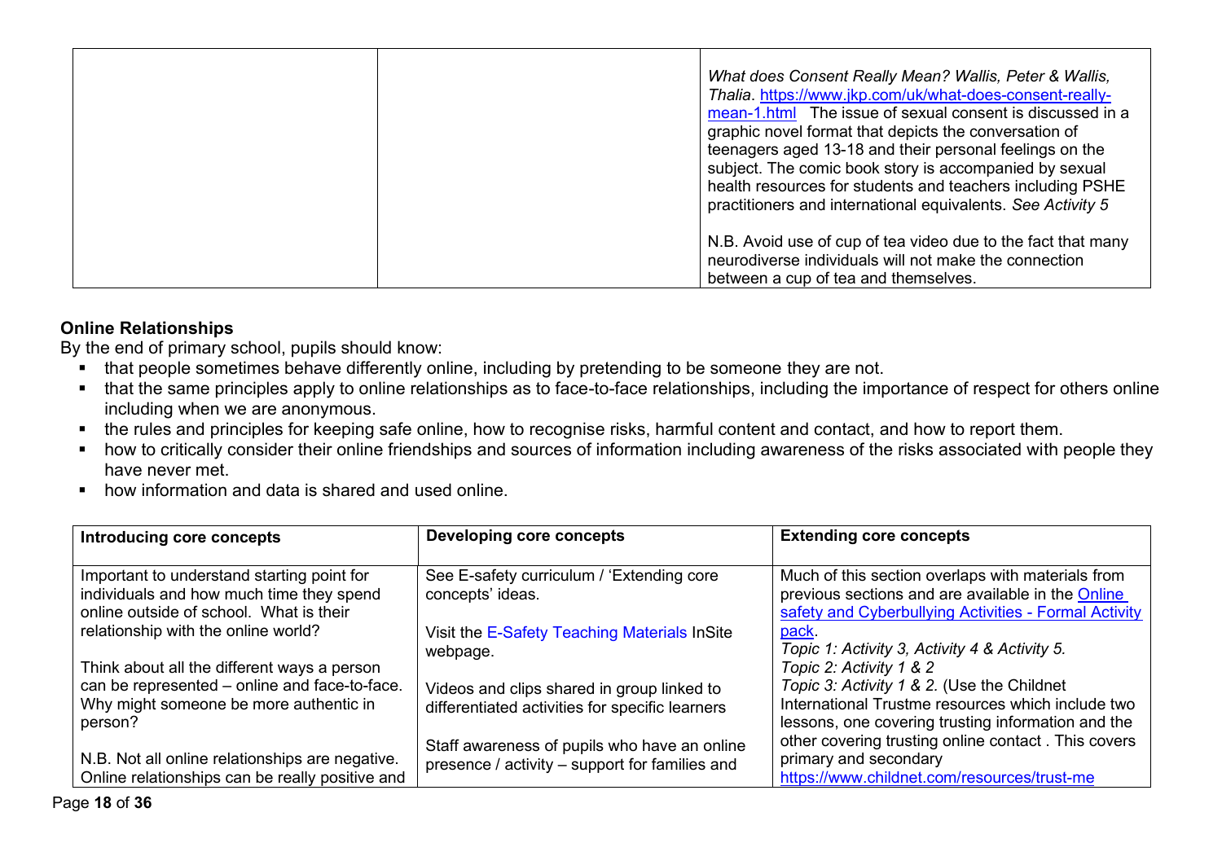| | | |
|---|---|---|
| | | *What does Consent Really Mean? Wallis, Peter & Wallis, Thalia*. https://www.jkp.com/uk/what-does-consent-really-mean-1.html The issue of sexual consent is discussed in a graphic novel format that depicts the conversation of teenagers aged 13-18 and their personal feelings on the subject. The comic book story is accompanied by sexual health resources for students and teachers including PSHE practitioners and international equivalents. *See Activity 5*<br><br>N.B. Avoid use of cup of tea video due to the fact that many neurodiverse individuals will not make the connection between a cup of tea and themselves. |

**Online Relationships**

By the end of primary school, pupils should know:

- that people sometimes behave differently online, including by pretending to be someone they are not.
- that the same principles apply to online relationships as to face-to-face relationships, including the importance of respect for others online including when we are anonymous.
- the rules and principles for keeping safe online, how to recognise risks, harmful content and contact, and how to report them.
- how to critically consider their online friendships and sources of information including awareness of the risks associated with people they have never met.
- how information and data is shared and used online.

| Introducing core concepts | Developing core concepts | Extending core concepts |
|---|---|---|
| Important to understand starting point for individuals and how much time they spend online outside of school. What is their relationship with the online world?<br><br>Think about all the different ways a person can be represented – online and face-to-face. Why might someone be more authentic in person?<br><br>N.B. Not all online relationships are negative. Online relationships can be really positive and | See E-safety curriculum / 'Extending core concepts' ideas.<br><br>Visit the E-Safety Teaching Materials InSite webpage.<br><br>Videos and clips shared in group linked to differentiated activities for specific learners<br><br>Staff awareness of pupils who have an online presence / activity – support for families and | Much of this section overlaps with materials from previous sections and are available in the Online safety and Cyberbullying Activities - Formal Activity pack.<br>*Topic 1: Activity 3, Activity 4 & Activity 5.*<br>*Topic 2: Activity 1 & 2*<br>*Topic 3: Activity 1 & 2.* (Use the Childnet International Trustme resources which include two lessons, one covering trusting information and the other covering trusting online contact . This covers primary and secondary https://www.childnet.com/resources/trust-me |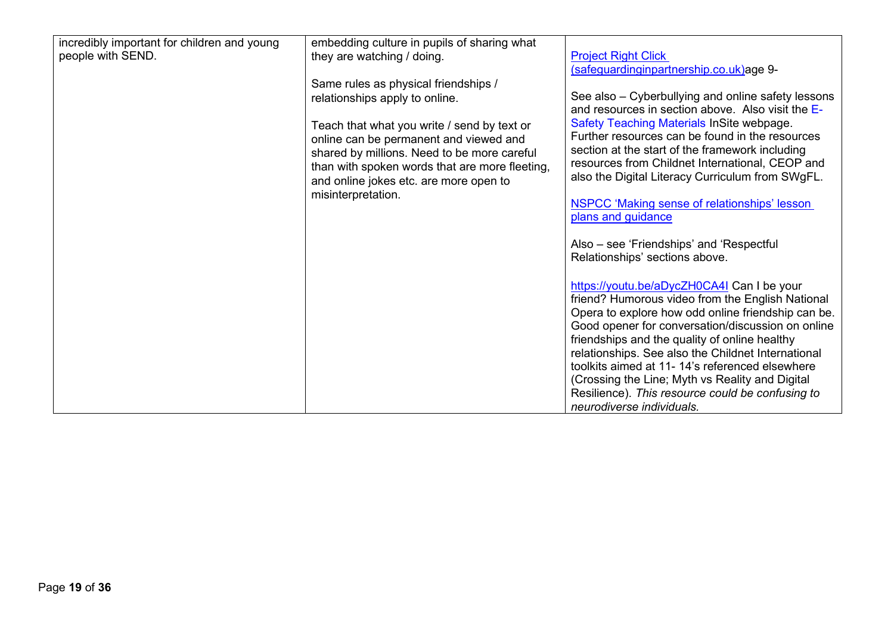| | | |
|---|---|---|
| incredibly important for children and young people with SEND. | embedding culture in pupils of sharing what they are watching / doing.<br><br>Same rules as physical friendships / relationships apply to online.<br><br>Teach that what you write / send by text or online can be permanent and viewed and shared by millions. Need to be more careful than with spoken words that are more fleeting, and online jokes etc. are more open to misinterpretation. | Project Right Click (safeguardinginpartnership.co.uk)age 9-<br><br>See also – Cyberbullying and online safety lessons and resources in section above. Also visit the E-Safety Teaching Materials InSite webpage. Further resources can be found in the resources section at the start of the framework including resources from Childnet International, CEOP and also the Digital Literacy Curriculum from SWgFL.<br><br>NSPCC 'Making sense of relationships' lesson plans and guidance<br><br>Also – see 'Friendships' and 'Respectful Relationships' sections above.<br><br>https://youtu.be/aDycZH0CA4I Can I be your friend? Humorous video from the English National Opera to explore how odd online friendship can be. Good opener for conversation/discussion on online friendships and the quality of online healthy relationships. See also the Childnet International toolkits aimed at 11- 14's referenced elsewhere (Crossing the Line; Myth vs Reality and Digital Resilience). *This resource could be confusing to neurodiverse individuals.* |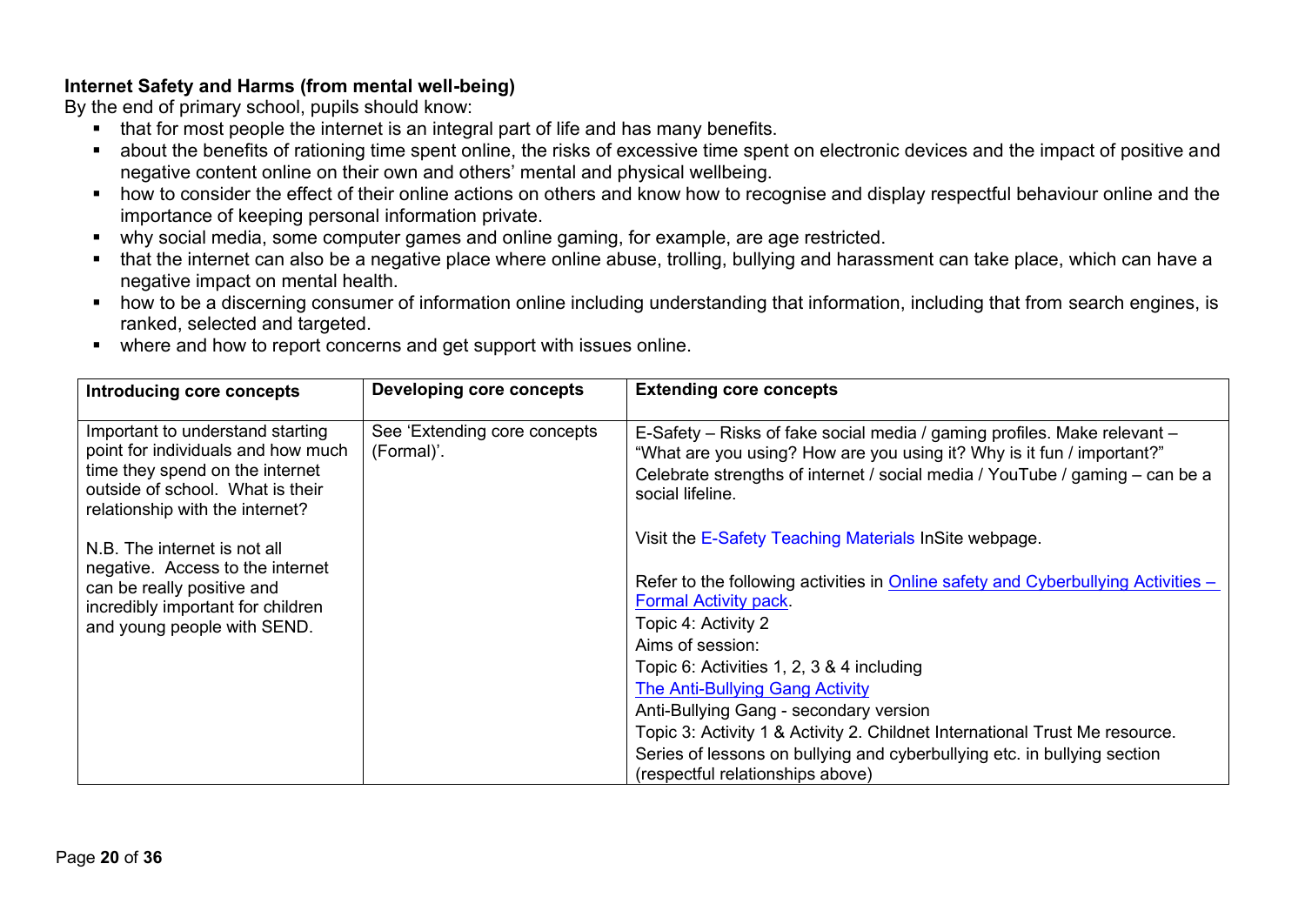**Internet Safety and Harms (from mental well-being)**

By the end of primary school, pupils should know:

- that for most people the internet is an integral part of life and has many benefits.
- about the benefits of rationing time spent online, the risks of excessive time spent on electronic devices and the impact of positive and negative content online on their own and others' mental and physical wellbeing.
- how to consider the effect of their online actions on others and know how to recognise and display respectful behaviour online and the importance of keeping personal information private.
- why social media, some computer games and online gaming, for example, are age restricted.
- that the internet can also be a negative place where online abuse, trolling, bullying and harassment can take place, which can have a negative impact on mental health.
- how to be a discerning consumer of information online including understanding that information, including that from search engines, is ranked, selected and targeted.
- where and how to report concerns and get support with issues online.

| Introducing core concepts | Developing core concepts | Extending core concepts |
|---|---|---|
| Important to understand starting point for individuals and how much time they spend on the internet outside of school. What is their relationship with the internet?<br><br>N.B. The internet is not all negative. Access to the internet can be really positive and incredibly important for children and young people with SEND. | See 'Extending core concepts (Formal)'. | E-Safety – Risks of fake social media / gaming profiles. Make relevant – "What are you using? How are you using it? Why is it fun / important?" Celebrate strengths of internet / social media / YouTube / gaming – can be a social lifeline.<br><br>Visit the E-Safety Teaching Materials InSite webpage.<br><br>Refer to the following activities in Online safety and Cyberbullying Activities – Formal Activity pack.<br>Topic 4: Activity 2<br>Aims of session:<br>Topic 6: Activities 1, 2, 3 & 4 including<br>The Anti-Bullying Gang Activity<br>Anti-Bullying Gang - secondary version<br>Topic 3: Activity 1 & Activity 2. Childnet International Trust Me resource.<br>Series of lessons on bullying and cyberbullying etc. in bullying section (respectful relationships above) |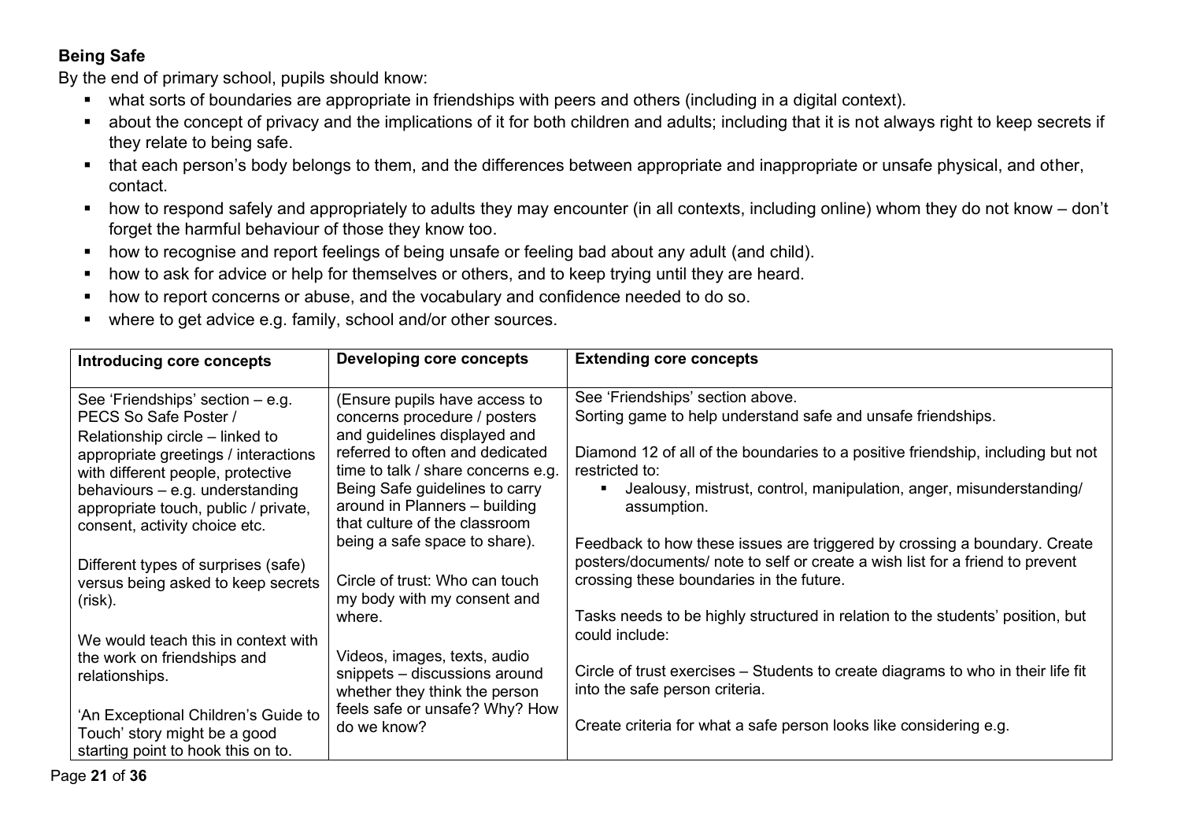**Being Safe**

By the end of primary school, pupils should know:

- what sorts of boundaries are appropriate in friendships with peers and others (including in a digital context).
- about the concept of privacy and the implications of it for both children and adults; including that it is not always right to keep secrets if they relate to being safe.
- that each person's body belongs to them, and the differences between appropriate and inappropriate or unsafe physical, and other, contact.
- how to respond safely and appropriately to adults they may encounter (in all contexts, including online) whom they do not know – don't forget the harmful behaviour of those they know too.
- how to recognise and report feelings of being unsafe or feeling bad about any adult (and child).
- how to ask for advice or help for themselves or others, and to keep trying until they are heard.
- how to report concerns or abuse, and the vocabulary and confidence needed to do so.
- where to get advice e.g. family, school and/or other sources.

| Introducing core concepts | Developing core concepts | Extending core concepts |
| --- | --- | --- |
| See 'Friendships' section – e.g. PECS So Safe Poster / Relationship circle – linked to appropriate greetings / interactions with different people, protective behaviours – e.g. understanding appropriate touch, public / private, consent, activity choice etc.<br><br>Different types of surprises (safe) versus being asked to keep secrets (risk).<br><br>We would teach this in context with the work on friendships and relationships.<br><br>'An Exceptional Children's Guide to Touch' story might be a good starting point to hook this on to. | (Ensure pupils have access to concerns procedure / posters and guidelines displayed and referred to often and dedicated time to talk / share concerns e.g. Being Safe guidelines to carry around in Planners – building that culture of the classroom being a safe space to share).<br><br>Circle of trust: Who can touch my body with my consent and where.<br><br>Videos, images, texts, audio snippets – discussions around whether they think the person feels safe or unsafe? Why? How do we know? | See 'Friendships' section above.<br>Sorting game to help understand safe and unsafe friendships.<br><br>Diamond 12 of all of the boundaries to a positive friendship, including but not restricted to:<br>- Jealousy, mistrust, control, manipulation, anger, misunderstanding/ assumption.<br><br>Feedback to how these issues are triggered by crossing a boundary. Create posters/documents/ note to self or create a wish list for a friend to prevent crossing these boundaries in the future.<br><br>Tasks needs to be highly structured in relation to the students' position, but could include:<br><br>Circle of trust exercises – Students to create diagrams to who in their life fit into the safe person criteria.<br><br>Create criteria for what a safe person looks like considering e.g. |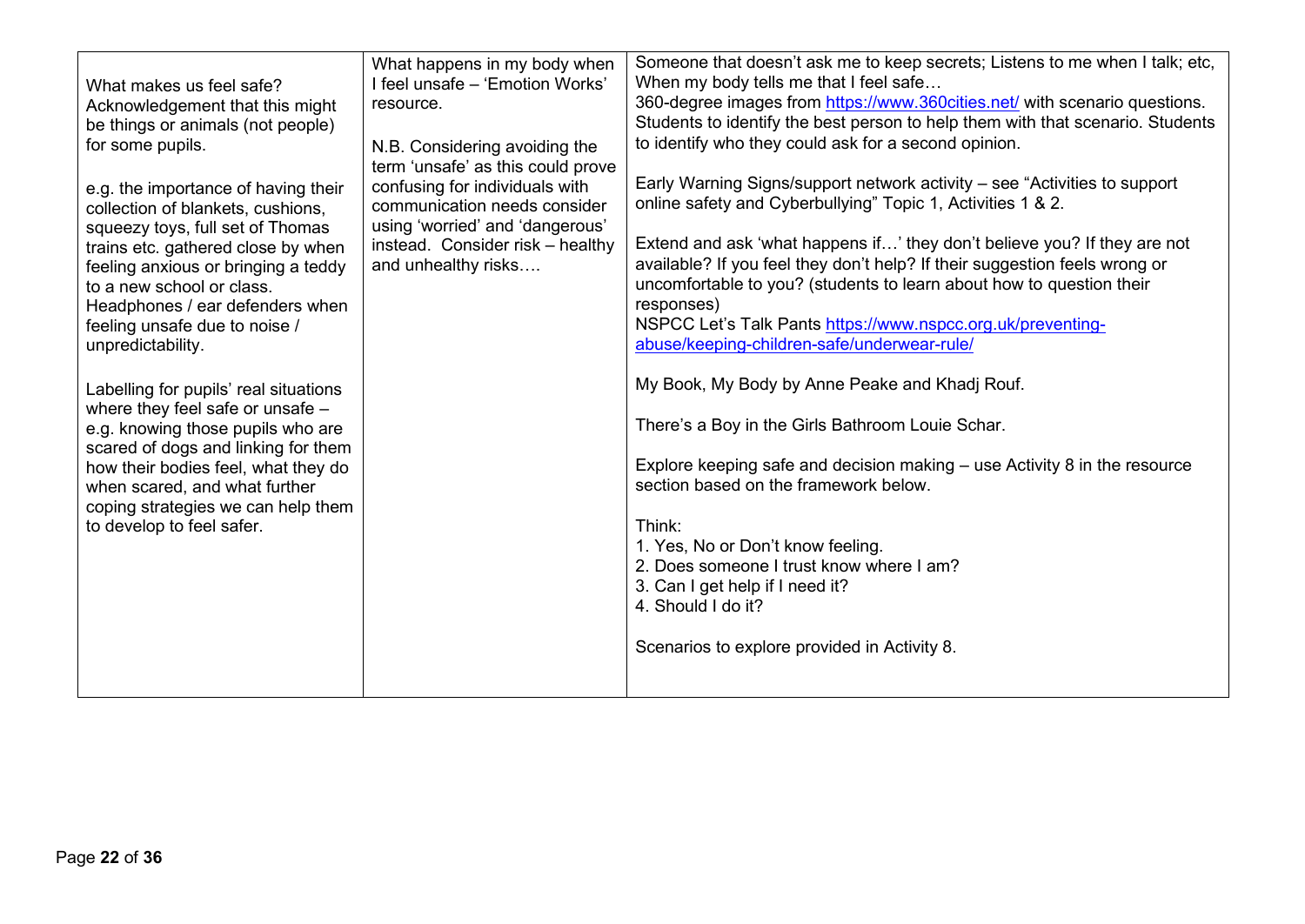| | | |
|---|---|---|
| What makes us feel safe?<br>Acknowledgement that this might be things or animals (not people) for some pupils.<br><br>e.g. the importance of having their collection of blankets, cushions, squeezy toys, full set of Thomas trains etc. gathered close by when feeling anxious or bringing a teddy to a new school or class.<br>Headphones / ear defenders when feeling unsafe due to noise / unpredictability.<br><br>Labelling for pupils' real situations where they feel safe or unsafe – e.g. knowing those pupils who are scared of dogs and linking for them how their bodies feel, what they do when scared, and what further coping strategies we can help them to develop to feel safer. | What happens in my body when I feel unsafe – 'Emotion Works' resource.<br><br>N.B. Considering avoiding the term 'unsafe' as this could prove confusing for individuals with communication needs consider using 'worried' and 'dangerous' instead. Consider risk – healthy and unhealthy risks…. | Someone that doesn't ask me to keep secrets; Listens to me when I talk; etc,<br>When my body tells me that I feel safe…<br>360-degree images from [https://www.360cities.net/](https://www.360cities.net/) with scenario questions. Students to identify the best person to help them with that scenario. Students to identify who they could ask for a second opinion.<br><br>Early Warning Signs/support network activity – see "Activities to support online safety and Cyberbullying" Topic 1, Activities 1 & 2.<br><br>Extend and ask 'what happens if…' they don't believe you? If they are not available? If you feel they don't help? If their suggestion feels wrong or uncomfortable to you? (students to learn about how to question their responses)<br>NSPCC Let's Talk Pants [https://www.nspcc.org.uk/preventing-abuse/keeping-children-safe/underwear-rule/](https://www.nspcc.org.uk/preventing-abuse/keeping-children-safe/underwear-rule/)<br><br>My Book, My Body by Anne Peake and Khadj Rouf.<br><br>There's a Boy in the Girls Bathroom Louie Schar.<br><br>Explore keeping safe and decision making – use Activity 8 in the resource section based on the framework below.<br><br>Think:<br>1. Yes, No or Don't know feeling.<br>2. Does someone I trust know where I am?<br>3. Can I get help if I need it?<br>4. Should I do it?<br><br>Scenarios to explore provided in Activity 8. |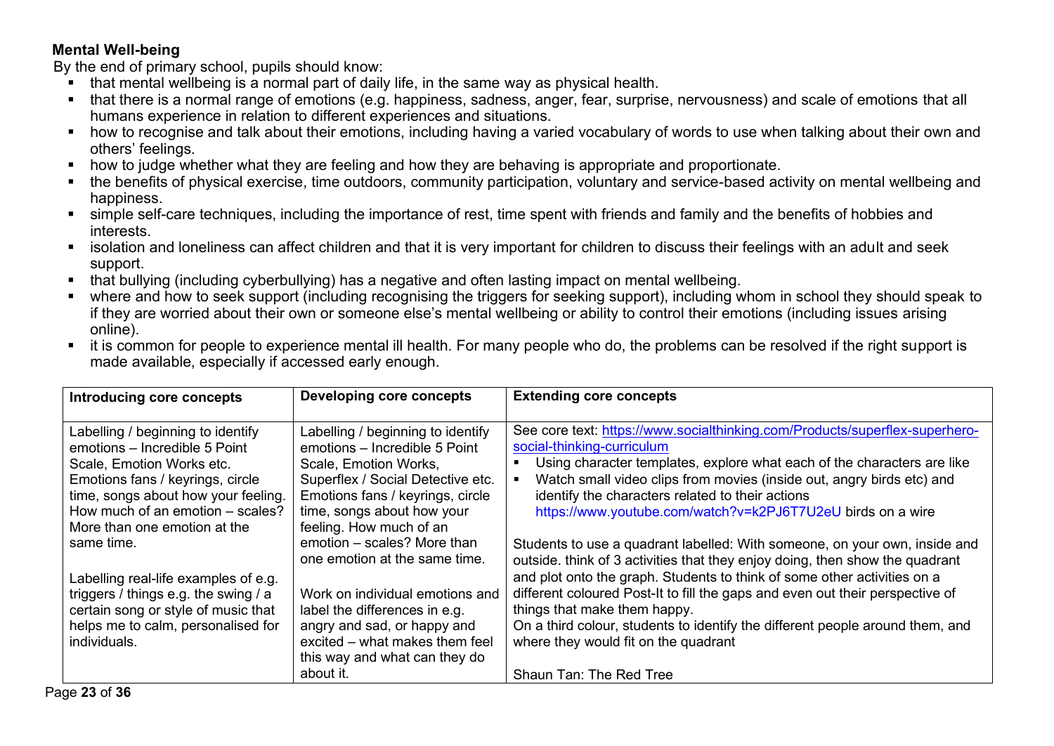**Mental Well-being**

By the end of primary school, pupils should know:

- that mental wellbeing is a normal part of daily life, in the same way as physical health.
- that there is a normal range of emotions (e.g. happiness, sadness, anger, fear, surprise, nervousness) and scale of emotions that all humans experience in relation to different experiences and situations.
- how to recognise and talk about their emotions, including having a varied vocabulary of words to use when talking about their own and others' feelings.
- how to judge whether what they are feeling and how they are behaving is appropriate and proportionate.
- the benefits of physical exercise, time outdoors, community participation, voluntary and service-based activity on mental wellbeing and happiness.
- simple self-care techniques, including the importance of rest, time spent with friends and family and the benefits of hobbies and interests.
- isolation and loneliness can affect children and that it is very important for children to discuss their feelings with an adult and seek support.
- that bullying (including cyberbullying) has a negative and often lasting impact on mental wellbeing.
- where and how to seek support (including recognising the triggers for seeking support), including whom in school they should speak to if they are worried about their own or someone else's mental wellbeing or ability to control their emotions (including issues arising online).
- it is common for people to experience mental ill health. For many people who do, the problems can be resolved if the right support is made available, especially if accessed early enough.

| Introducing core concepts | Developing core concepts | Extending core concepts |
| --- | --- | --- |
| Labelling / beginning to identify emotions – Incredible 5 Point Scale, Emotion Works etc. Emotions fans / keyrings, circle time, songs about how your feeling. How much of an emotion – scales? More than one emotion at the same time.<br><br>Labelling real-life examples of e.g. triggers / things e.g. the swing / a certain song or style of music that helps me to calm, personalised for individuals. | Labelling / beginning to identify emotions – Incredible 5 Point Scale, Emotion Works, Superflex / Social Detective etc. Emotions fans / keyrings, circle time, songs about how your feeling. How much of an emotion – scales? More than one emotion at the same time.<br><br>Work on individual emotions and label the differences in e.g. angry and sad, or happy and excited – what makes them feel this way and what can they do about it. | See core text: https://www.socialthinking.com/Products/superflex-superhero-social-thinking-curriculum<br>▪ Using character templates, explore what each of the characters are like<br>▪ Watch small video clips from movies (inside out, angry birds etc) and identify the characters related to their actions https://www.youtube.com/watch?v=k2PJ6T7U2eU birds on a wire<br><br>Students to use a quadrant labelled: With someone, on your own, inside and outside. think of 3 activities that they enjoy doing, then show the quadrant and plot onto the graph. Students to think of some other activities on a different coloured Post-It to fill the gaps and even out their perspective of things that make them happy.<br>On a third colour, students to identify the different people around them, and where they would fit on the quadrant<br><br>Shaun Tan: The Red Tree |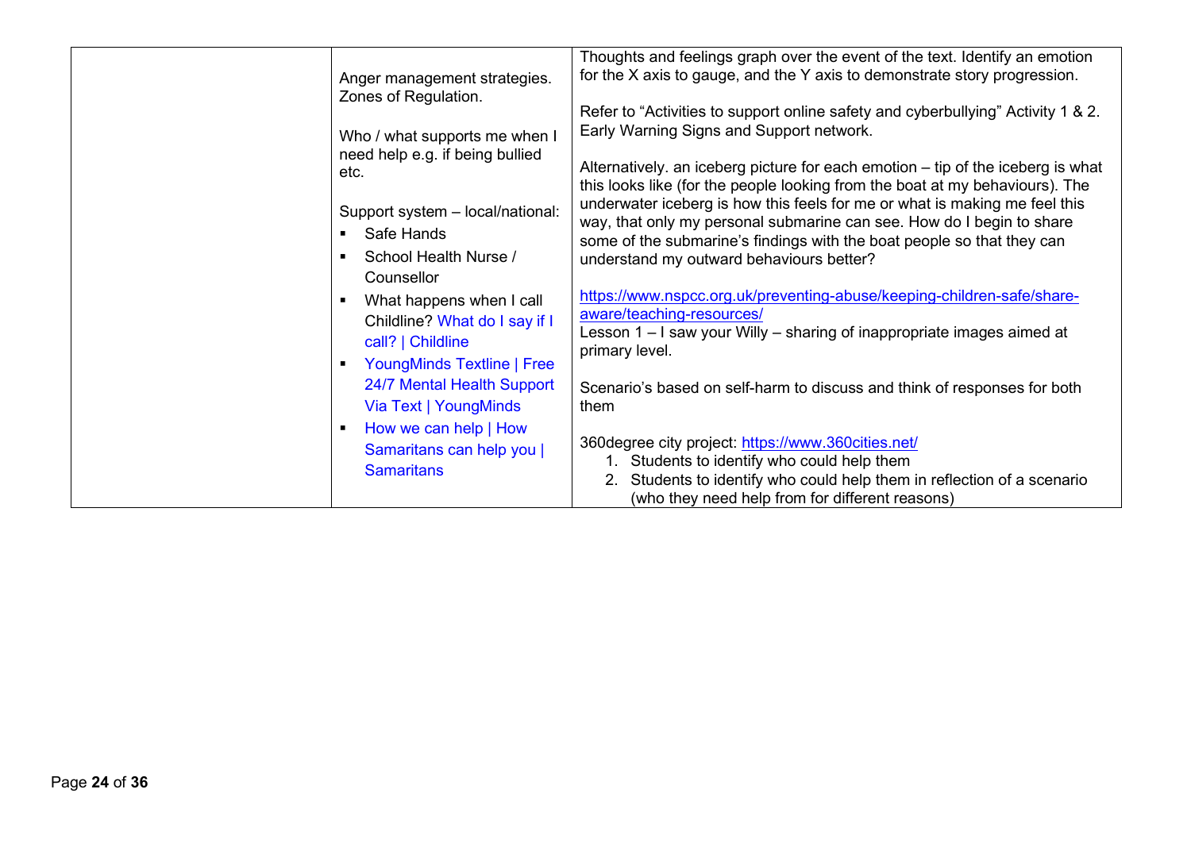| | | |
|---|---|---|
| | Anger management strategies.<br>Zones of Regulation.<br><br>Who / what supports me when I need help e.g. if being bullied etc.<br><br>Support system – local/national:<br>▪ Safe Hands<br>▪ School Health Nurse / Counsellor<br>▪ What happens when I call Childline? What do I say if I call? \| Childline<br>▪ YoungMinds Textline \| Free 24/7 Mental Health Support Via Text \| YoungMinds<br>▪ How we can help \| How Samaritans can help you \| Samaritans | Thoughts and feelings graph over the event of the text. Identify an emotion for the X axis to gauge, and the Y axis to demonstrate story progression.<br><br>Refer to "Activities to support online safety and cyberbullying" Activity 1 & 2. Early Warning Signs and Support network.<br><br>Alternatively. an iceberg picture for each emotion – tip of the iceberg is what this looks like (for the people looking from the boat at my behaviours). The underwater iceberg is how this feels for me or what is making me feel this way, that only my personal submarine can see. How do I begin to share some of the submarine's findings with the boat people so that they can understand my outward behaviours better?<br><br>https://www.nspcc.org.uk/preventing-abuse/keeping-children-safe/share-aware/teaching-resources/<br>Lesson 1 – I saw your Willy – sharing of inappropriate images aimed at primary level.<br><br>Scenario's based on self-harm to discuss and think of responses for both them<br><br>360degree city project: https://www.360cities.net/<br>1. Students to identify who could help them<br>2. Students to identify who could help them in reflection of a scenario (who they need help from for different reasons) |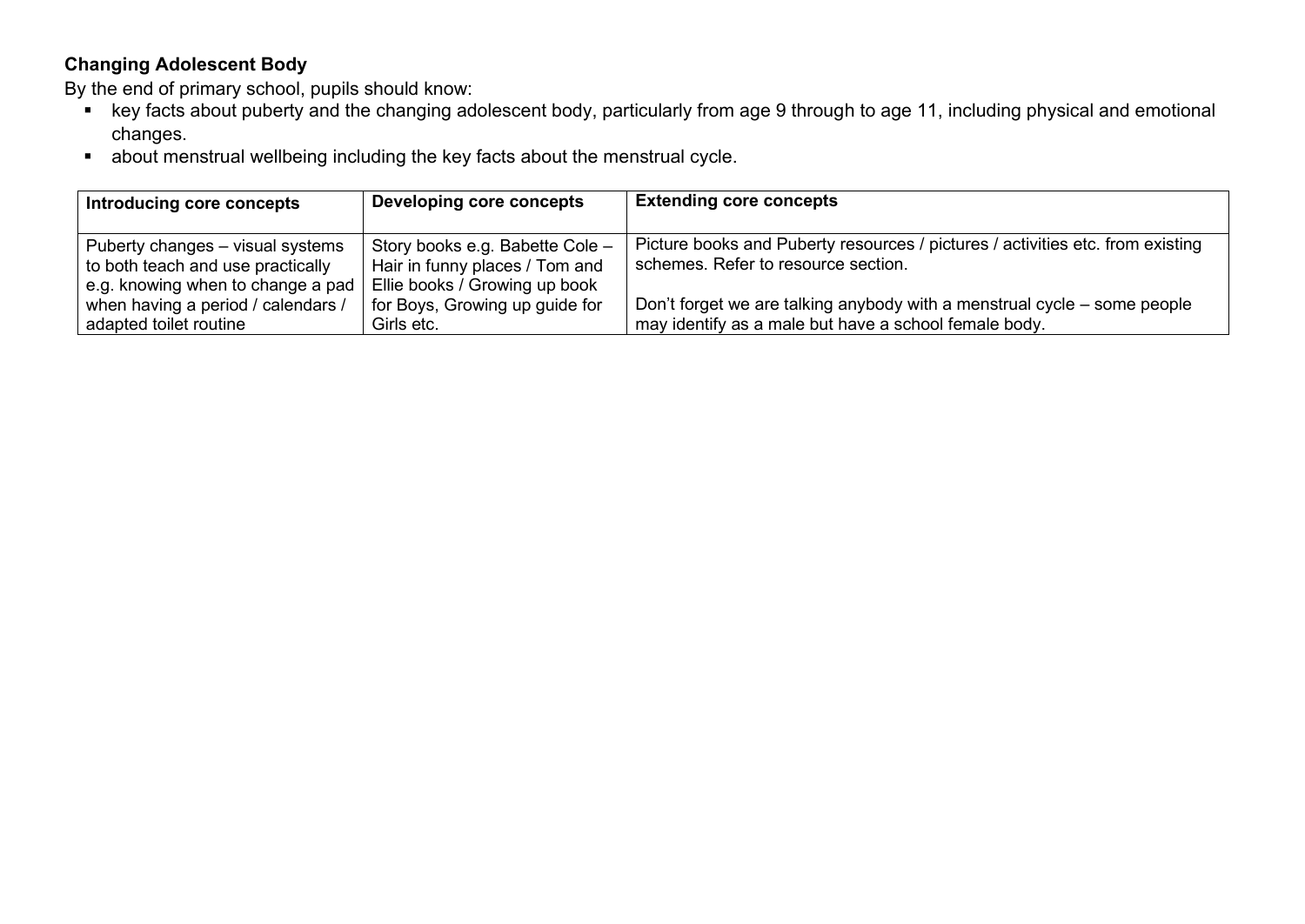**Changing Adolescent Body**

By the end of primary school, pupils should know:

- key facts about puberty and the changing adolescent body, particularly from age 9 through to age 11, including physical and emotional changes.
- about menstrual wellbeing including the key facts about the menstrual cycle.

| Introducing core concepts | Developing core concepts | Extending core concepts |
|---|---|---|
| Puberty changes – visual systems to both teach and use practically e.g. knowing when to change a pad when having a period / calendars / adapted toilet routine | Story books e.g. Babette Cole – Hair in funny places / Tom and Ellie books / Growing up book for Boys, Growing up guide for Girls etc. | Picture books and Puberty resources / pictures / activities etc. from existing schemes. Refer to resource section.<br><br>Don't forget we are talking anybody with a menstrual cycle – some people may identify as a male but have a school female body. |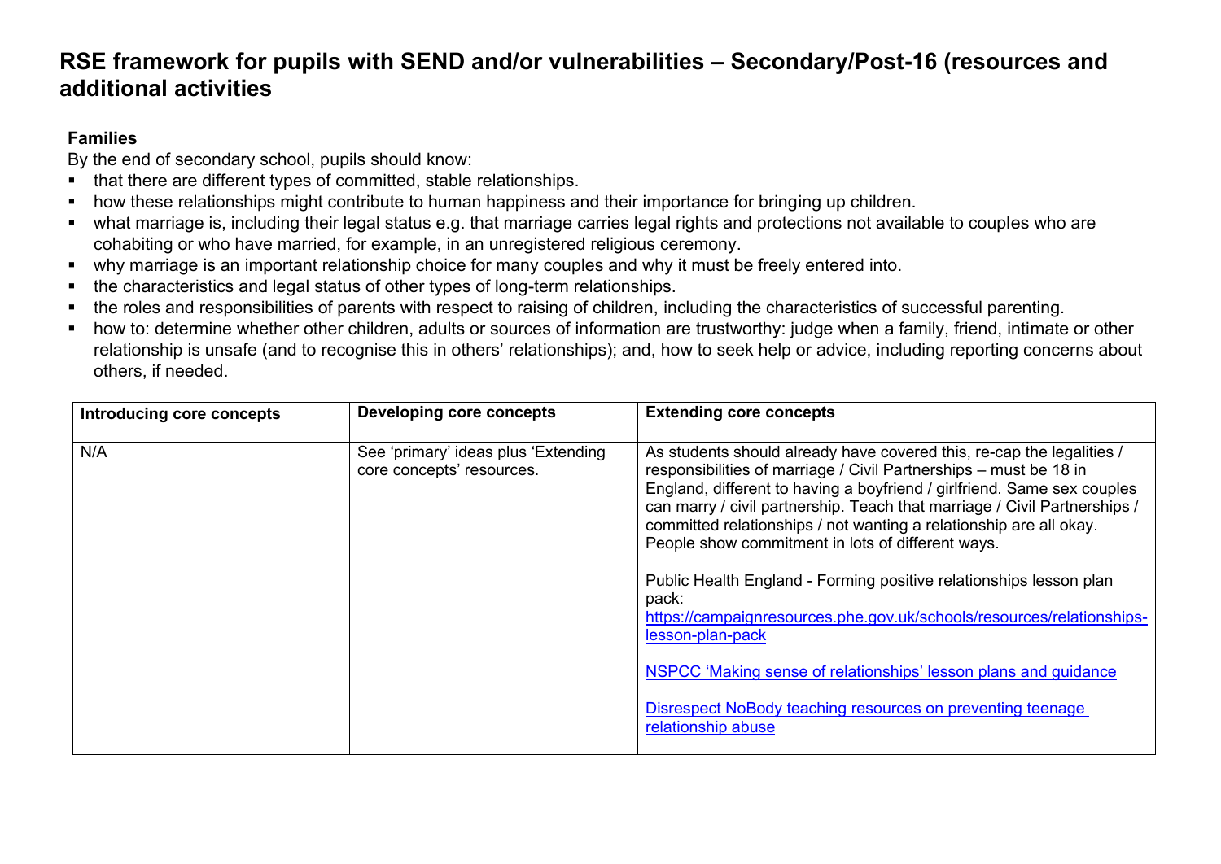# RSE framework for pupils with SEND and/or vulnerabilities – Secondary/Post-16 (resources and additional activities

**Families**

By the end of secondary school, pupils should know:

- that there are different types of committed, stable relationships.
- how these relationships might contribute to human happiness and their importance for bringing up children.
- what marriage is, including their legal status e.g. that marriage carries legal rights and protections not available to couples who are cohabiting or who have married, for example, in an unregistered religious ceremony.
- why marriage is an important relationship choice for many couples and why it must be freely entered into.
- the characteristics and legal status of other types of long-term relationships.
- the roles and responsibilities of parents with respect to raising of children, including the characteristics of successful parenting.
- how to: determine whether other children, adults or sources of information are trustworthy: judge when a family, friend, intimate or other relationship is unsafe (and to recognise this in others' relationships); and, how to seek help or advice, including reporting concerns about others, if needed.

| Introducing core concepts | Developing core concepts | Extending core concepts |
|---|---|---|
| N/A | See 'primary' ideas plus 'Extending core concepts' resources. | As students should already have covered this, re-cap the legalities / responsibilities of marriage / Civil Partnerships – must be 18 in England, different to having a boyfriend / girlfriend. Same sex couples can marry / civil partnership. Teach that marriage / Civil Partnerships / committed relationships / not wanting a relationship are all okay. People show commitment in lots of different ways.<br><br>Public Health England - Forming positive relationships lesson plan pack: https://campaignresources.phe.gov.uk/schools/resources/relationships-lesson-plan-pack<br><br>NSPCC 'Making sense of relationships' lesson plans and guidance<br><br>Disrespect NoBody teaching resources on preventing teenage relationship abuse |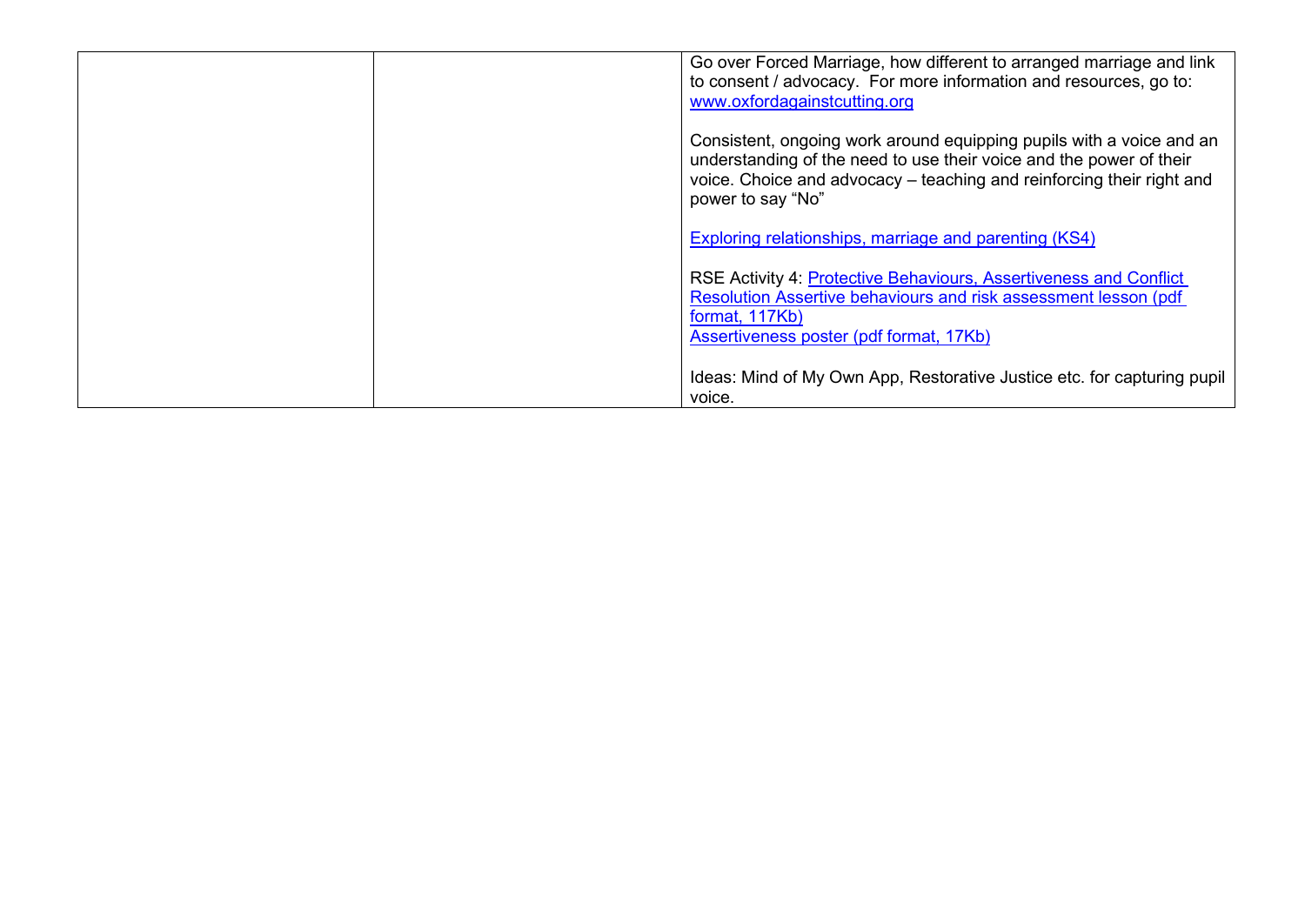| | | |
|---|---|---|
| | | Go over Forced Marriage, how different to arranged marriage and link to consent / advocacy. For more information and resources, go to: www.oxfordagainstcutting.org<br><br>Consistent, ongoing work around equipping pupils with a voice and an understanding of the need to use their voice and the power of their voice. Choice and advocacy – teaching and reinforcing their right and power to say “No”<br><br>Exploring relationships, marriage and parenting (KS4)<br><br>RSE Activity 4: Protective Behaviours, Assertiveness and Conflict Resolution Assertive behaviours and risk assessment lesson (pdf format, 117Kb)<br>Assertiveness poster (pdf format, 17Kb)<br><br>Ideas: Mind of My Own App, Restorative Justice etc. for capturing pupil voice. |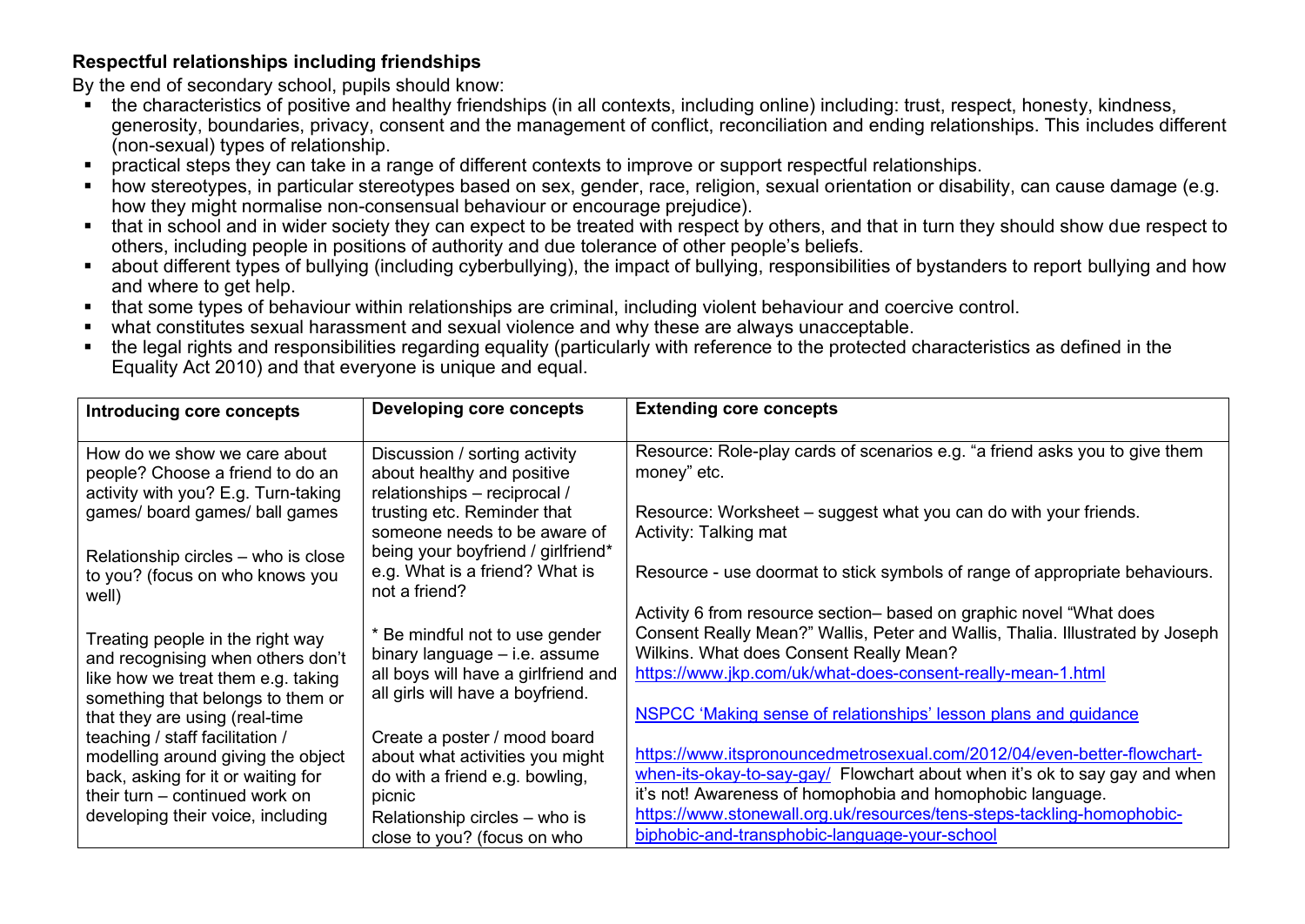**Respectful relationships including friendships**

By the end of secondary school, pupils should know:

- the characteristics of positive and healthy friendships (in all contexts, including online) including: trust, respect, honesty, kindness, generosity, boundaries, privacy, consent and the management of conflict, reconciliation and ending relationships. This includes different (non-sexual) types of relationship.
- practical steps they can take in a range of different contexts to improve or support respectful relationships.
- how stereotypes, in particular stereotypes based on sex, gender, race, religion, sexual orientation or disability, can cause damage (e.g. how they might normalise non-consensual behaviour or encourage prejudice).
- that in school and in wider society they can expect to be treated with respect by others, and that in turn they should show due respect to others, including people in positions of authority and due tolerance of other people's beliefs.
- about different types of bullying (including cyberbullying), the impact of bullying, responsibilities of bystanders to report bullying and how and where to get help.
- that some types of behaviour within relationships are criminal, including violent behaviour and coercive control.
- what constitutes sexual harassment and sexual violence and why these are always unacceptable.
- the legal rights and responsibilities regarding equality (particularly with reference to the protected characteristics as defined in the Equality Act 2010) and that everyone is unique and equal.

| Introducing core concepts | Developing core concepts | Extending core concepts |
|---|---|---|
| How do we show we care about people? Choose a friend to do an activity with you? E.g. Turn-taking games/ board games/ ball games<br><br>Relationship circles – who is close to you? (focus on who knows you well)<br><br>Treating people in the right way and recognising when others don't like how we treat them e.g. taking something that belongs to them or that they are using (real-time teaching / staff facilitation / modelling around giving the object back, asking for it or waiting for their turn – continued work on developing their voice, including | Discussion / sorting activity about healthy and positive relationships – reciprocal / trusting etc. Reminder that someone needs to be aware of being your boyfriend / girlfriend* e.g. What is a friend? What is not a friend?<br><br>* Be mindful not to use gender binary language – i.e. assume all boys will have a girlfriend and all girls will have a boyfriend.<br><br>Create a poster / mood board about what activities you might do with a friend e.g. bowling, picnic<br>Relationship circles – who is close to you? (focus on who | Resource: Role-play cards of scenarios e.g. "a friend asks you to give them money" etc.<br><br>Resource: Worksheet – suggest what you can do with your friends.<br>Activity: Talking mat<br><br>Resource - use doormat to stick symbols of range of appropriate behaviours.<br><br>Activity 6 from resource section– based on graphic novel "What does Consent Really Mean?" Wallis, Peter and Wallis, Thalia. Illustrated by Joseph Wilkins. What does Consent Really Mean?<br>https://www.jkp.com/uk/what-does-consent-really-mean-1.html<br><br>NSPCC 'Making sense of relationships' lesson plans and guidance<br><br>https://www.itspronouncedmetrosexual.com/2012/04/even-better-flowchart-when-its-okay-to-say-gay/ Flowchart about when it's ok to say gay and when it's not! Awareness of homophobia and homophobic language.<br>https://www.stonewall.org.uk/resources/tens-steps-tackling-homophobic-biphobic-and-transphobic-language-your-school |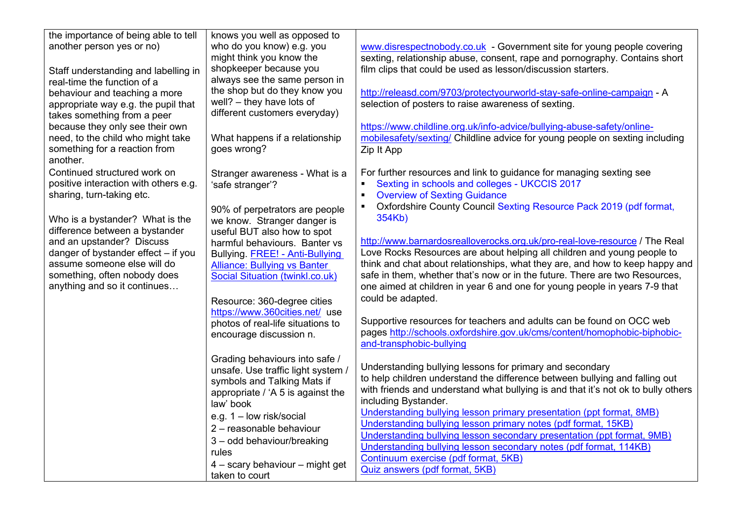| | | |
|---|---|---|
| the importance of being able to tell another person yes or no)<br><br>Staff understanding and labelling in real-time the function of a behaviour and teaching a more appropriate way e.g. the pupil that takes something from a peer because they only see their own need, to the child who might take something for a reaction from another.<br>Continued structured work on positive interaction with others e.g. sharing, turn-taking etc.<br><br>Who is a bystander? What is the difference between a bystander and an upstander? Discuss danger of bystander effect – if you assume someone else will do something, often nobody does anything and so it continues… | knows you well as opposed to who do you know) e.g. you might think you know the shopkeeper because you always see the same person in the shop but do they know you well? – they have lots of different customers everyday)<br><br>What happens if a relationship goes wrong?<br><br>Stranger awareness - What is a 'safe stranger'?<br><br>90% of perpetrators are people we know. Stranger danger is useful BUT also how to spot harmful behaviours. Banter vs Bullying. FREE! - Anti-Bullying Alliance: Bullying vs Banter Social Situation (twinkl.co.uk)<br><br>Resource: 360-degree cities https://www.360cities.net/ use photos of real-life situations to encourage discussion n.<br><br>Grading behaviours into safe / unsafe. Use traffic light system / symbols and Talking Mats if appropriate / 'A 5 is against the law' book<br>e.g. 1 – low risk/social<br>2 – reasonable behaviour<br>3 – odd behaviour/breaking rules<br>4 – scary behaviour – might get taken to court | www.disrespectnobody.co.uk - Government site for young people covering sexting, relationship abuse, consent, rape and pornography. Contains short film clips that could be used as lesson/discussion starters.<br><br>http://releasd.com/9703/protectyourworld-stay-safe-online-campaign - A selection of posters to raise awareness of sexting.<br><br>https://www.childline.org.uk/info-advice/bullying-abuse-safety/online-mobilesafety/sexting/ Childline advice for young people on sexting including Zip It App<br><br>For further resources and link to guidance for managing sexting see<br>▪ Sexting in schools and colleges - UKCCIS 2017<br>▪ Overview of Sexting Guidance<br>▪ Oxfordshire County Council Sexting Resource Pack 2019 (pdf format, 354Kb)<br><br>http://www.barnardosrealloverocks.org.uk/pro-real-love-resource / The Real Love Rocks Resources are about helping all children and young people to think and chat about relationships, what they are, and how to keep happy and safe in them, whether that's now or in the future. There are two Resources, one aimed at children in year 6 and one for young people in years 7-9 that could be adapted.<br><br>Supportive resources for teachers and adults can be found on OCC web pages http://schools.oxfordshire.gov.uk/cms/content/homophobic-biphobic-and-transphobic-bullying<br><br>Understanding bullying lessons for primary and secondary to help children understand the difference between bullying and falling out with friends and understand what bullying is and that it's not ok to bully others including Bystander.<br>Understanding bullying lesson primary presentation (ppt format, 8MB)<br>Understanding bullying lesson primary notes (pdf format, 15KB)<br>Understanding bullying lesson secondary presentation (ppt format, 9MB)<br>Understanding bullying lesson secondary notes (pdf format, 114KB)<br>Continuum exercise (pdf format, 5KB)<br>Quiz answers (pdf format, 5KB) |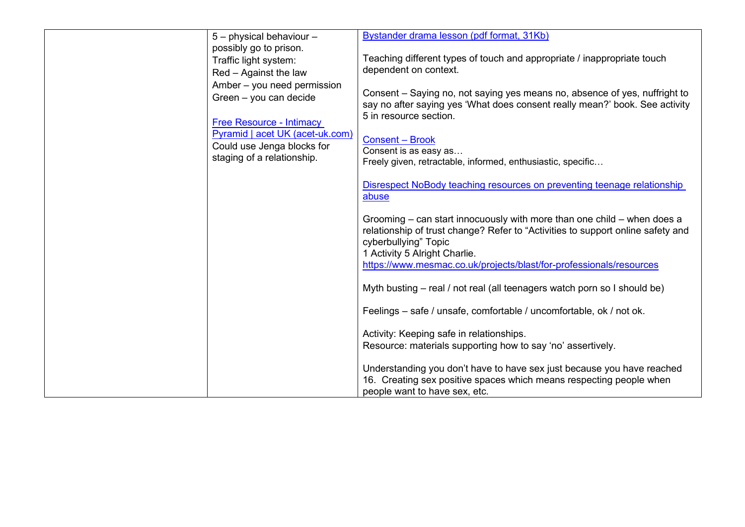| | | |
|---|---|---|
| | 5 – physical behaviour – possibly go to prison.<br>Traffic light system:<br>Red – Against the law<br>Amber – you need permission<br>Green – you can decide<br><br>Free Resource - Intimacy Pyramid \| acet UK (acet-uk.com)<br>Could use Jenga blocks for staging of a relationship. | Bystander drama lesson (pdf format, 31Kb)<br><br>Teaching different types of touch and appropriate / inappropriate touch dependent on context.<br><br>Consent – Saying no, not saying yes means no, absence of yes, nuffright to say no after saying yes 'What does consent really mean?' book. See activity 5 in resource section.<br><br>Consent – Brook<br>Consent is as easy as…<br>Freely given, retractable, informed, enthusiastic, specific…<br><br>Disrespect NoBody teaching resources on preventing teenage relationship abuse<br><br>Grooming – can start innocuously with more than one child – when does a relationship of trust change? Refer to "Activities to support online safety and cyberbullying" Topic<br>1 Activity 5 Alright Charlie.<br>https://www.mesmac.co.uk/projects/blast/for-professionals/resources<br><br>Myth busting – real / not real (all teenagers watch porn so I should be)<br><br>Feelings – safe / unsafe, comfortable / uncomfortable, ok / not ok.<br><br>Activity: Keeping safe in relationships.<br>Resource: materials supporting how to say 'no' assertively.<br><br>Understanding you don't have to have sex just because you have reached 16. Creating sex positive spaces which means respecting people when people want to have sex, etc. |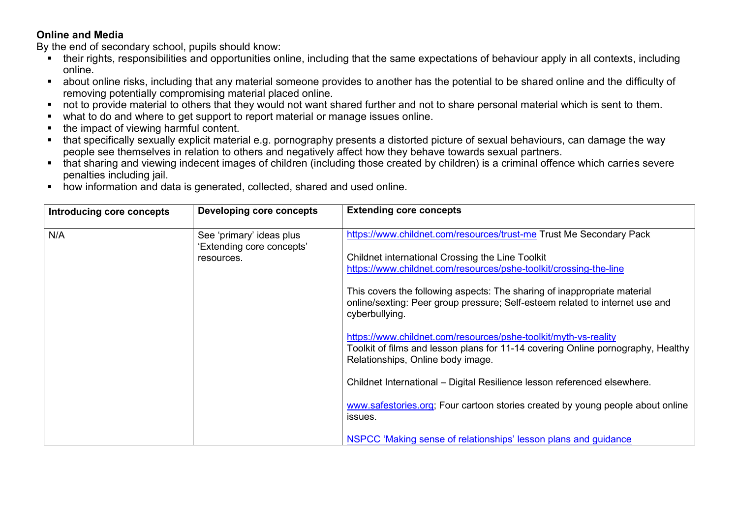**Online and Media**

By the end of secondary school, pupils should know:

- their rights, responsibilities and opportunities online, including that the same expectations of behaviour apply in all contexts, including online.
- about online risks, including that any material someone provides to another has the potential to be shared online and the difficulty of removing potentially compromising material placed online.
- not to provide material to others that they would not want shared further and not to share personal material which is sent to them.
- what to do and where to get support to report material or manage issues online.
- the impact of viewing harmful content.
- that specifically sexually explicit material e.g. pornography presents a distorted picture of sexual behaviours, can damage the way people see themselves in relation to others and negatively affect how they behave towards sexual partners.
- that sharing and viewing indecent images of children (including those created by children) is a criminal offence which carries severe penalties including jail.
- how information and data is generated, collected, shared and used online.

| Introducing core concepts | Developing core concepts | Extending core concepts |
|---|---|---|
| N/A | See 'primary' ideas plus 'Extending core concepts' resources. | https://www.childnet.com/resources/trust-me Trust Me Secondary Pack<br><br>Childnet international Crossing the Line Toolkit https://www.childnet.com/resources/pshe-toolkit/crossing-the-line<br><br>This covers the following aspects: The sharing of inappropriate material online/sexting: Peer group pressure; Self-esteem related to internet use and cyberbullying.<br><br>https://www.childnet.com/resources/pshe-toolkit/myth-vs-reality Toolkit of films and lesson plans for 11-14 covering Online pornography, Healthy Relationships, Online body image.<br><br>Childnet International – Digital Resilience lesson referenced elsewhere.<br><br>www.safestories.org; Four cartoon stories created by young people about online issues.<br><br>NSPCC 'Making sense of relationships' lesson plans and guidance |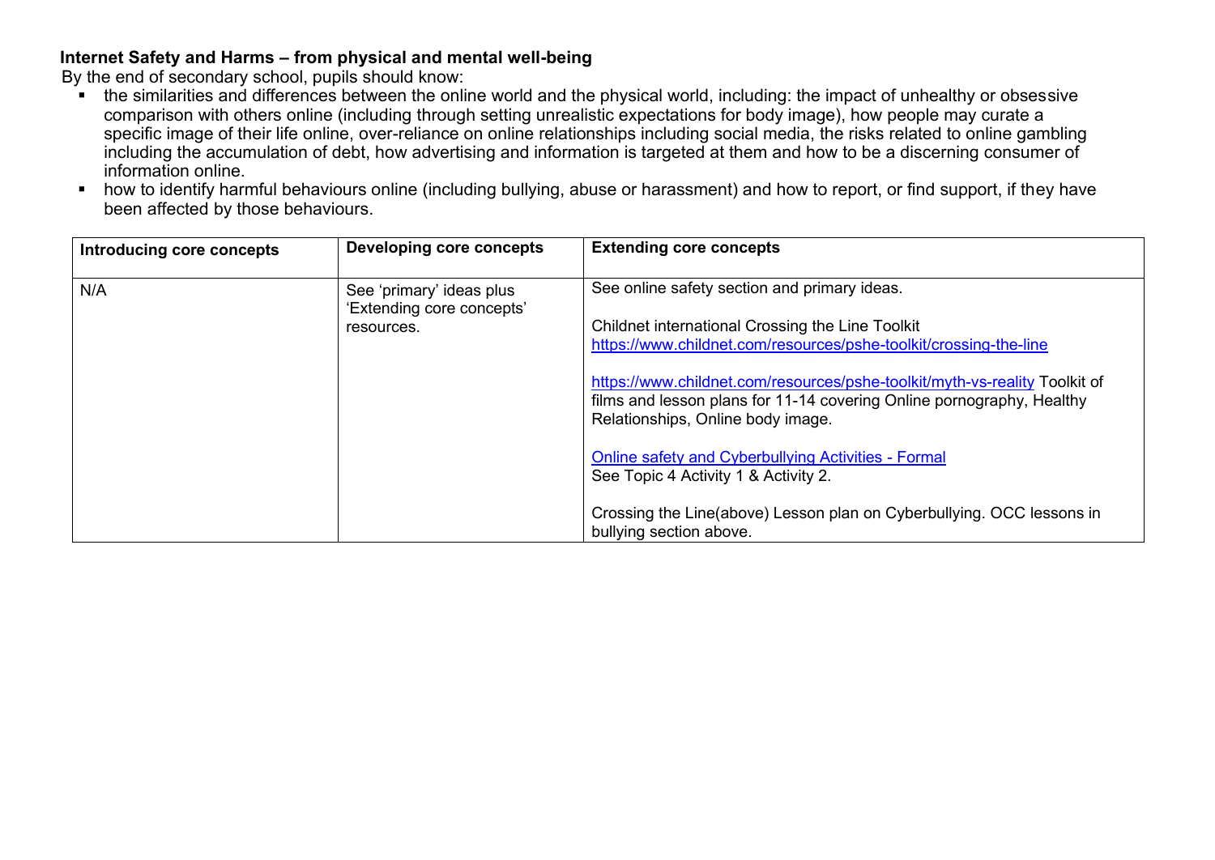**Internet Safety and Harms – from physical and mental well-being**

By the end of secondary school, pupils should know:

- the similarities and differences between the online world and the physical world, including: the impact of unhealthy or obsessive comparison with others online (including through setting unrealistic expectations for body image), how people may curate a specific image of their life online, over-reliance on online relationships including social media, the risks related to online gambling including the accumulation of debt, how advertising and information is targeted at them and how to be a discerning consumer of information online.
- how to identify harmful behaviours online (including bullying, abuse or harassment) and how to report, or find support, if they have been affected by those behaviours.

| Introducing core concepts | Developing core concepts | Extending core concepts |
|---|---|---|
| N/A | See 'primary' ideas plus 'Extending core concepts' resources. | See online safety section and primary ideas.<br><br>Childnet international Crossing the Line Toolkit<br>https://www.childnet.com/resources/pshe-toolkit/crossing-the-line<br><br>https://www.childnet.com/resources/pshe-toolkit/myth-vs-reality Toolkit of films and lesson plans for 11-14 covering Online pornography, Healthy Relationships, Online body image.<br><br>Online safety and Cyberbullying Activities - Formal<br>See Topic 4 Activity 1 & Activity 2.<br><br>Crossing the Line(above) Lesson plan on Cyberbullying. OCC lessons in bullying section above. |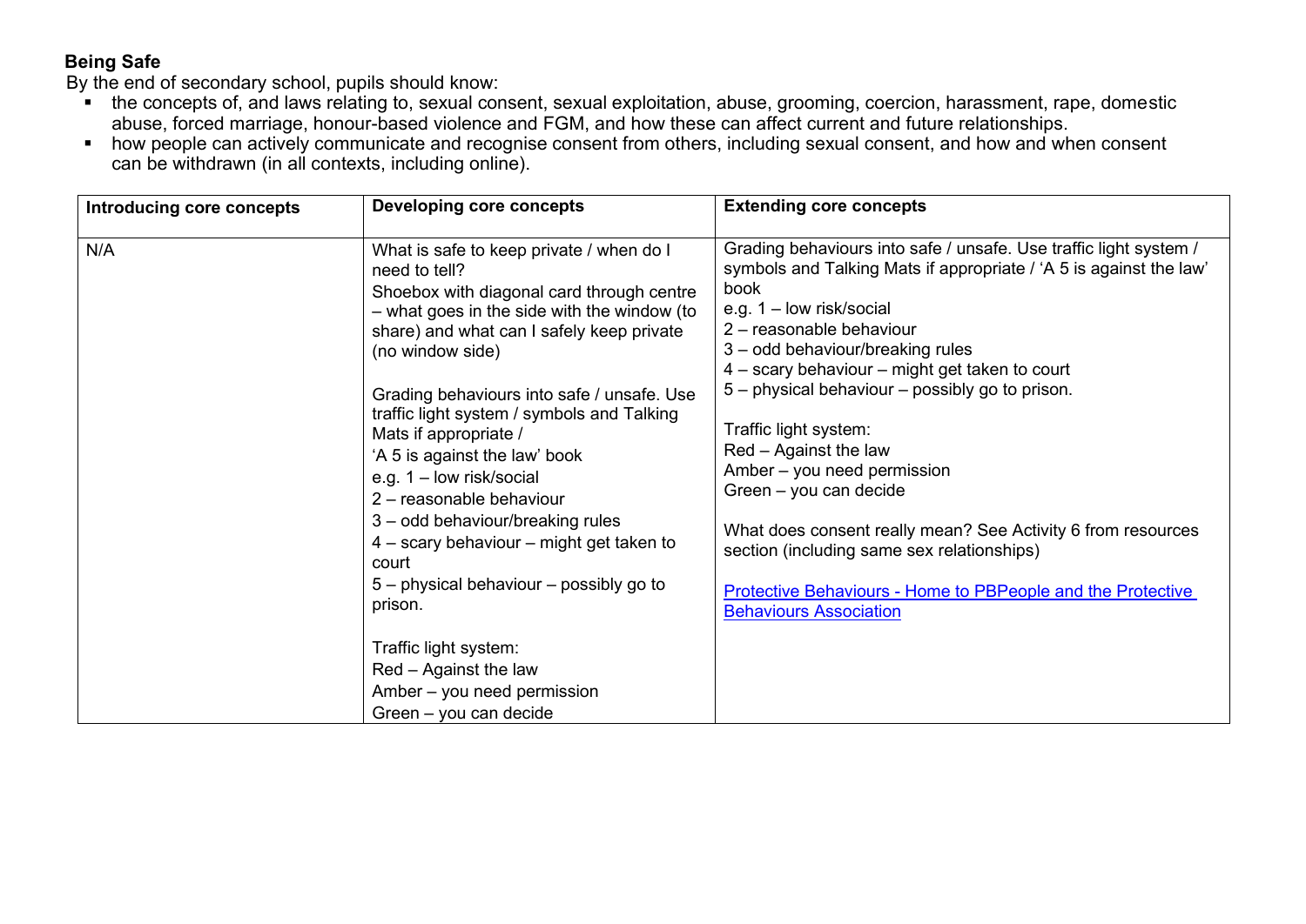**Being Safe**

By the end of secondary school, pupils should know:

- the concepts of, and laws relating to, sexual consent, sexual exploitation, abuse, grooming, coercion, harassment, rape, domestic abuse, forced marriage, honour-based violence and FGM, and how these can affect current and future relationships.
- how people can actively communicate and recognise consent from others, including sexual consent, and how and when consent can be withdrawn (in all contexts, including online).

| Introducing core concepts | Developing core concepts | Extending core concepts |
|---|---|---|
| N/A | What is safe to keep private / when do I need to tell?<br>Shoebox with diagonal card through centre – what goes in the side with the window (to share) and what can I safely keep private (no window side)<br><br>Grading behaviours into safe / unsafe. Use traffic light system / symbols and Talking Mats if appropriate /<br>'A 5 is against the law' book<br>e.g. 1 – low risk/social<br>2 – reasonable behaviour<br>3 – odd behaviour/breaking rules<br>4 – scary behaviour – might get taken to court<br>5 – physical behaviour – possibly go to prison.<br><br>Traffic light system:<br>Red – Against the law<br>Amber – you need permission<br>Green – you can decide | Grading behaviours into safe / unsafe. Use traffic light system / symbols and Talking Mats if appropriate / 'A 5 is against the law' book<br>e.g. 1 – low risk/social<br>2 – reasonable behaviour<br>3 – odd behaviour/breaking rules<br>4 – scary behaviour – might get taken to court<br>5 – physical behaviour – possibly go to prison.<br><br>Traffic light system:<br>Red – Against the law<br>Amber – you need permission<br>Green – you can decide<br><br>What does consent really mean? See Activity 6 from resources section (including same sex relationships)<br><br>Protective Behaviours - Home to PBPeople and the Protective Behaviours Association |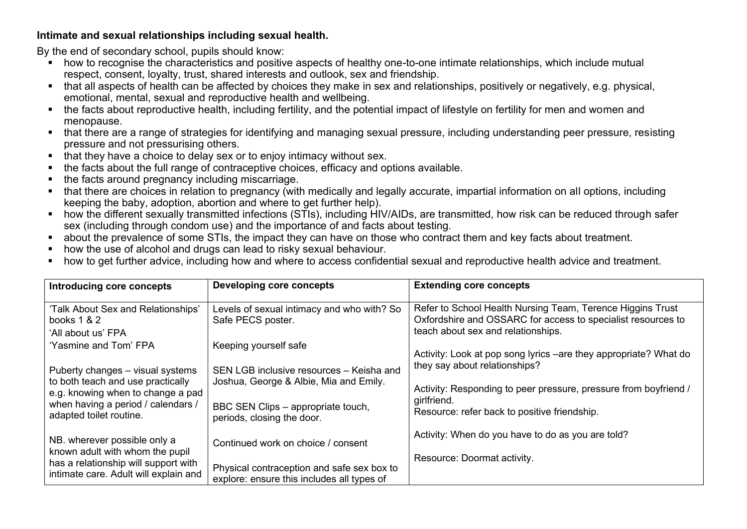**Intimate and sexual relationships including sexual health.**

By the end of secondary school, pupils should know:

- how to recognise the characteristics and positive aspects of healthy one-to-one intimate relationships, which include mutual respect, consent, loyalty, trust, shared interests and outlook, sex and friendship.
- that all aspects of health can be affected by choices they make in sex and relationships, positively or negatively, e.g. physical, emotional, mental, sexual and reproductive health and wellbeing.
- the facts about reproductive health, including fertility, and the potential impact of lifestyle on fertility for men and women and menopause.
- that there are a range of strategies for identifying and managing sexual pressure, including understanding peer pressure, resisting pressure and not pressurising others.
- that they have a choice to delay sex or to enjoy intimacy without sex.
- the facts about the full range of contraceptive choices, efficacy and options available.
- the facts around pregnancy including miscarriage.
- that there are choices in relation to pregnancy (with medically and legally accurate, impartial information on all options, including keeping the baby, adoption, abortion and where to get further help).
- how the different sexually transmitted infections (STIs), including HIV/AIDs, are transmitted, how risk can be reduced through safer sex (including through condom use) and the importance of and facts about testing.
- about the prevalence of some STIs, the impact they can have on those who contract them and key facts about treatment.
- how the use of alcohol and drugs can lead to risky sexual behaviour.
- how to get further advice, including how and where to access confidential sexual and reproductive health advice and treatment.

| Introducing core concepts | Developing core concepts | Extending core concepts |
|---|---|---|
| 'Talk About Sex and Relationships' books 1 & 2<br>'All about us' FPA<br>'Yasmine and Tom' FPA<br><br>Puberty changes – visual systems to both teach and use practically e.g. knowing when to change a pad when having a period / calendars / adapted toilet routine.<br><br>NB. wherever possible only a known adult with whom the pupil has a relationship will support with intimate care. Adult will explain and | Levels of sexual intimacy and who with? So Safe PECS poster.<br><br>Keeping yourself safe<br><br>SEN LGB inclusive resources – Keisha and Joshua, George & Albie, Mia and Emily.<br><br>BBC SEN Clips – appropriate touch, periods, closing the door.<br><br>Continued work on choice / consent<br><br>Physical contraception and safe sex box to explore: ensure this includes all types of | Refer to School Health Nursing Team, Terence Higgins Trust Oxfordshire and OSSARC for access to specialist resources to teach about sex and relationships.<br><br>Activity: Look at pop song lyrics –are they appropriate? What do they say about relationships?<br><br>Activity: Responding to peer pressure, pressure from boyfriend / girlfriend.<br>Resource: refer back to positive friendship.<br><br>Activity: When do you have to do as you are told?<br><br>Resource: Doormat activity. |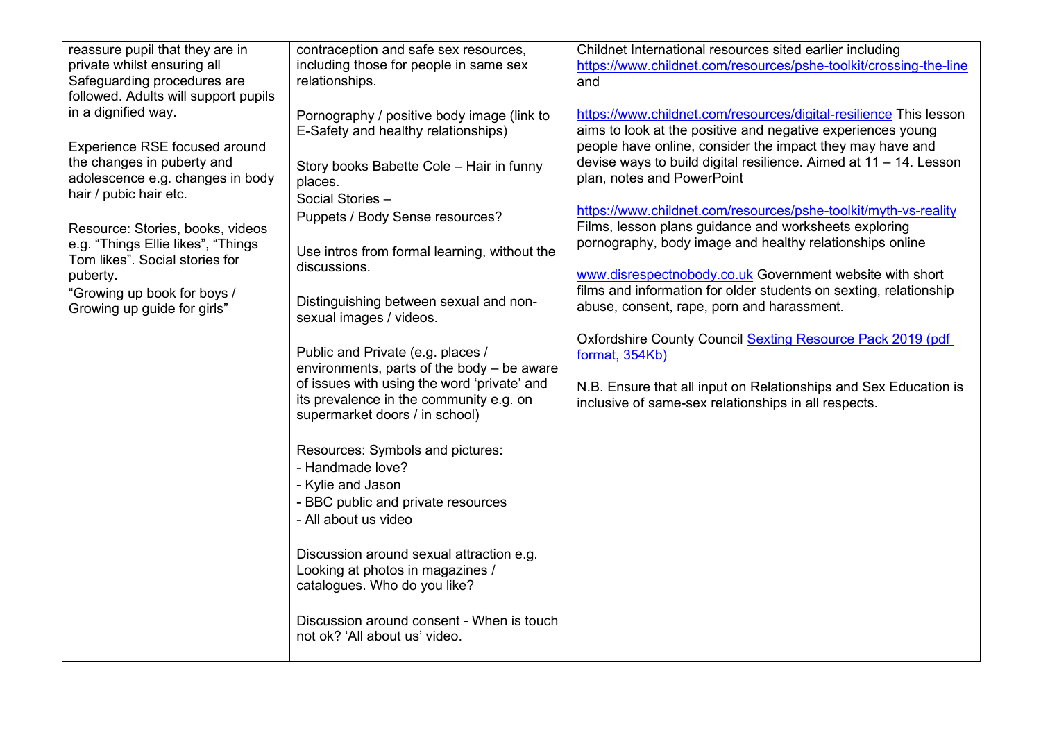| | | |
|---|---|---|
| reassure pupil that they are in private whilst ensuring all Safeguarding procedures are followed. Adults will support pupils in a dignified way.<br><br>Experience RSE focused around the changes in puberty and adolescence e.g. changes in body hair / pubic hair etc.<br><br>Resource: Stories, books, videos e.g. "Things Ellie likes", "Things Tom likes". Social stories for puberty.<br>"Growing up book for boys / Growing up guide for girls" | contraception and safe sex resources, including those for people in same sex relationships.<br><br>Pornography / positive body image (link to E-Safety and healthy relationships)<br><br>Story books Babette Cole – Hair in funny places.<br>Social Stories –<br>Puppets / Body Sense resources?<br><br>Use intros from formal learning, without the discussions.<br><br>Distinguishing between sexual and non-sexual images / videos.<br><br>Public and Private (e.g. places / environments, parts of the body – be aware of issues with using the word 'private' and its prevalence in the community e.g. on supermarket doors / in school)<br><br>Resources: Symbols and pictures:<br>- Handmade love?<br>- Kylie and Jason<br>- BBC public and private resources<br>- All about us video<br><br>Discussion around sexual attraction e.g. Looking at photos in magazines / catalogues. Who do you like?<br><br>Discussion around consent - When is touch not ok? 'All about us' video. | Childnet International resources sited earlier including https://www.childnet.com/resources/pshe-toolkit/crossing-the-line and<br><br>https://www.childnet.com/resources/digital-resilience This lesson aims to look at the positive and negative experiences young people have online, consider the impact they may have and devise ways to build digital resilience. Aimed at 11 – 14. Lesson plan, notes and PowerPoint<br><br>https://www.childnet.com/resources/pshe-toolkit/myth-vs-reality Films, lesson plans guidance and worksheets exploring pornography, body image and healthy relationships online<br><br>www.disrespectnobody.co.uk Government website with short films and information for older students on sexting, relationship abuse, consent, rape, porn and harassment.<br><br>Oxfordshire County Council Sexting Resource Pack 2019 (pdf format, 354Kb)<br><br>N.B. Ensure that all input on Relationships and Sex Education is inclusive of same-sex relationships in all respects. |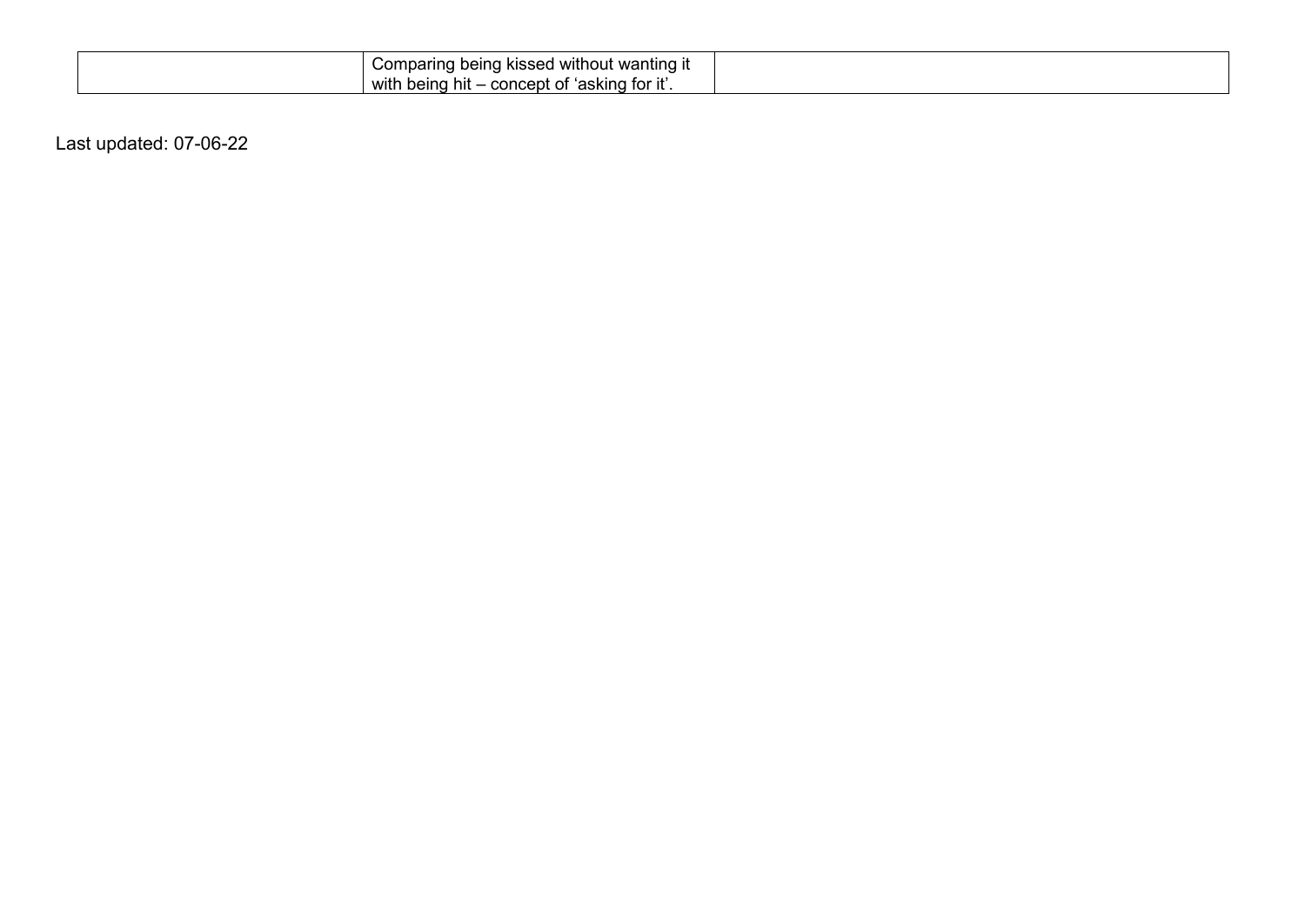| | | |
|---|---|---|
| | Comparing being kissed without wanting it with being hit – concept of ‘asking for it’. | |

Last updated: 07-06-22